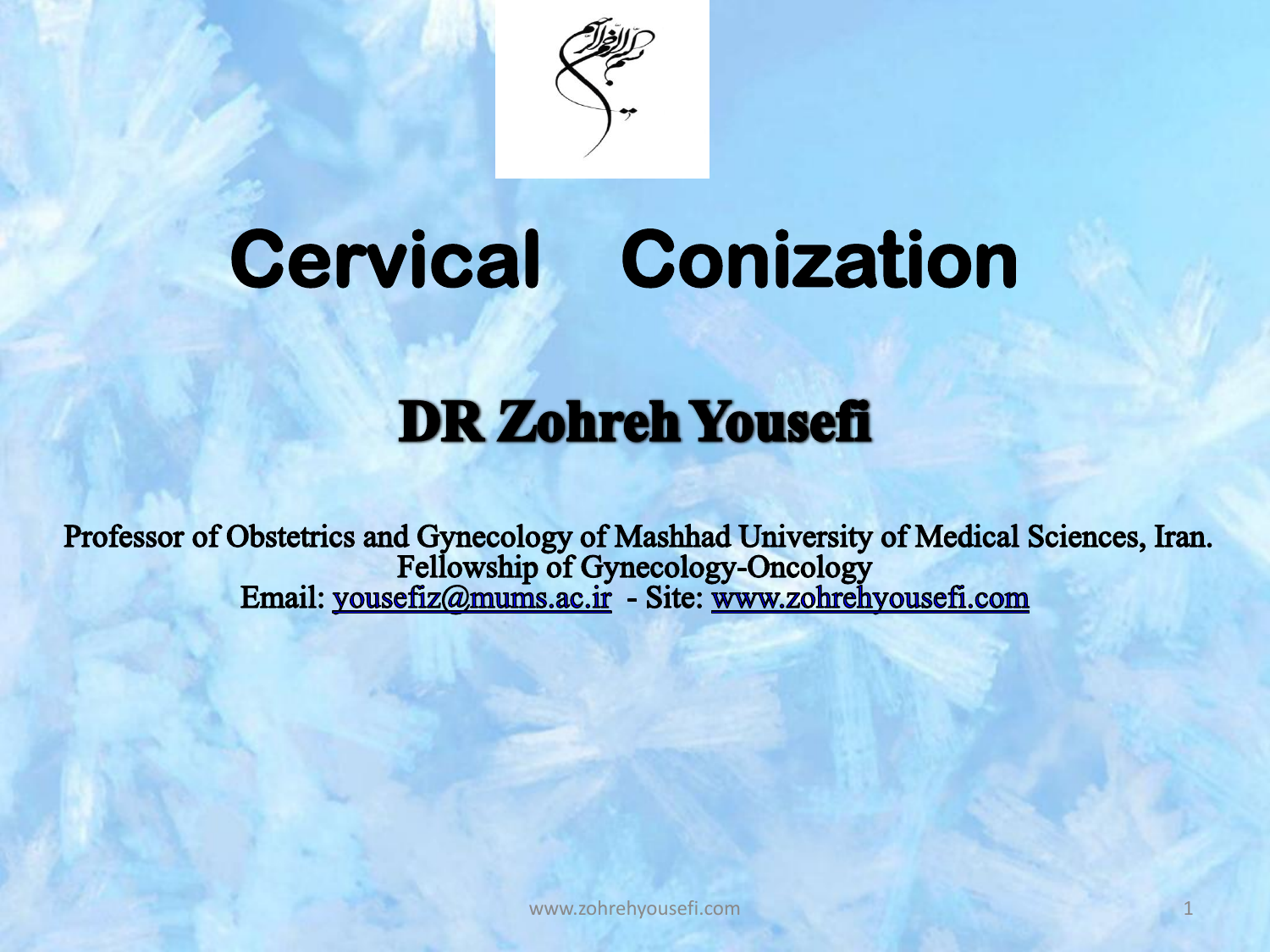# Cervical Conization

## DR Zohreh Yousefi

Professor of Obstetrics and Gynecology of Mashhad University of Medical Sciences, Iran.
Fellowship of Gynecology-Oncology
Email: yousefiz@mums.ac.ir - Site: www.zohrehyousefi.com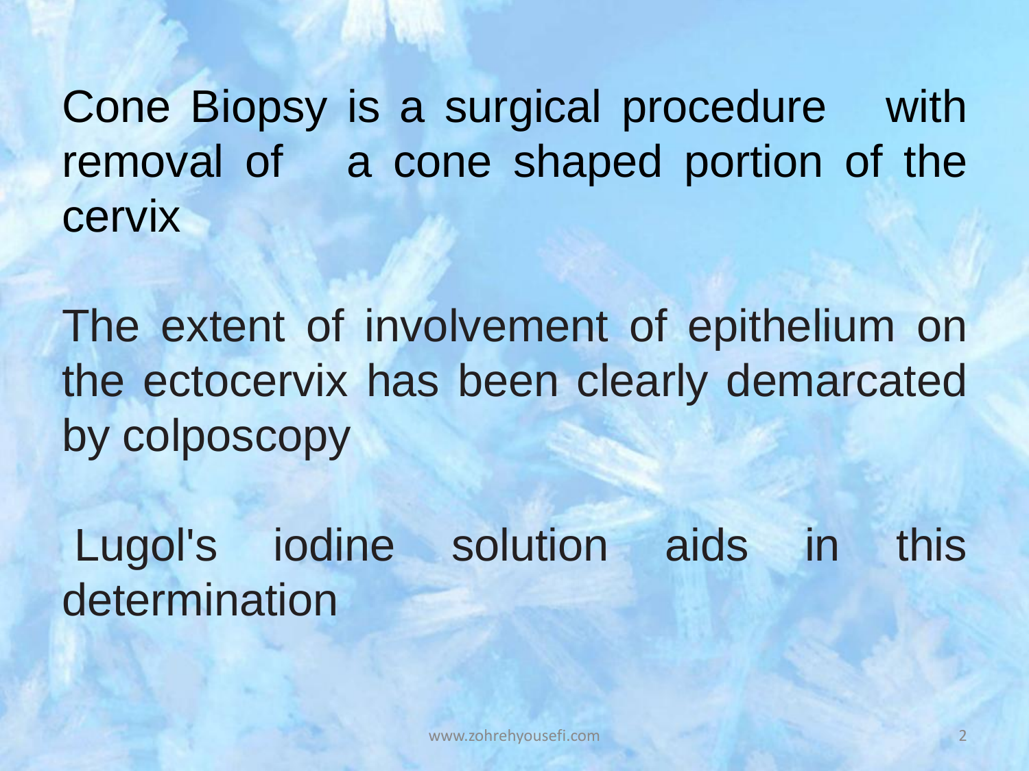Cone Biopsy is a surgical procedure with removal of a cone shaped portion of the cervix

The extent of involvement of epithelium on the ectocervix has been clearly demarcated by colposcopy

Lugol's iodine solution aids in this determination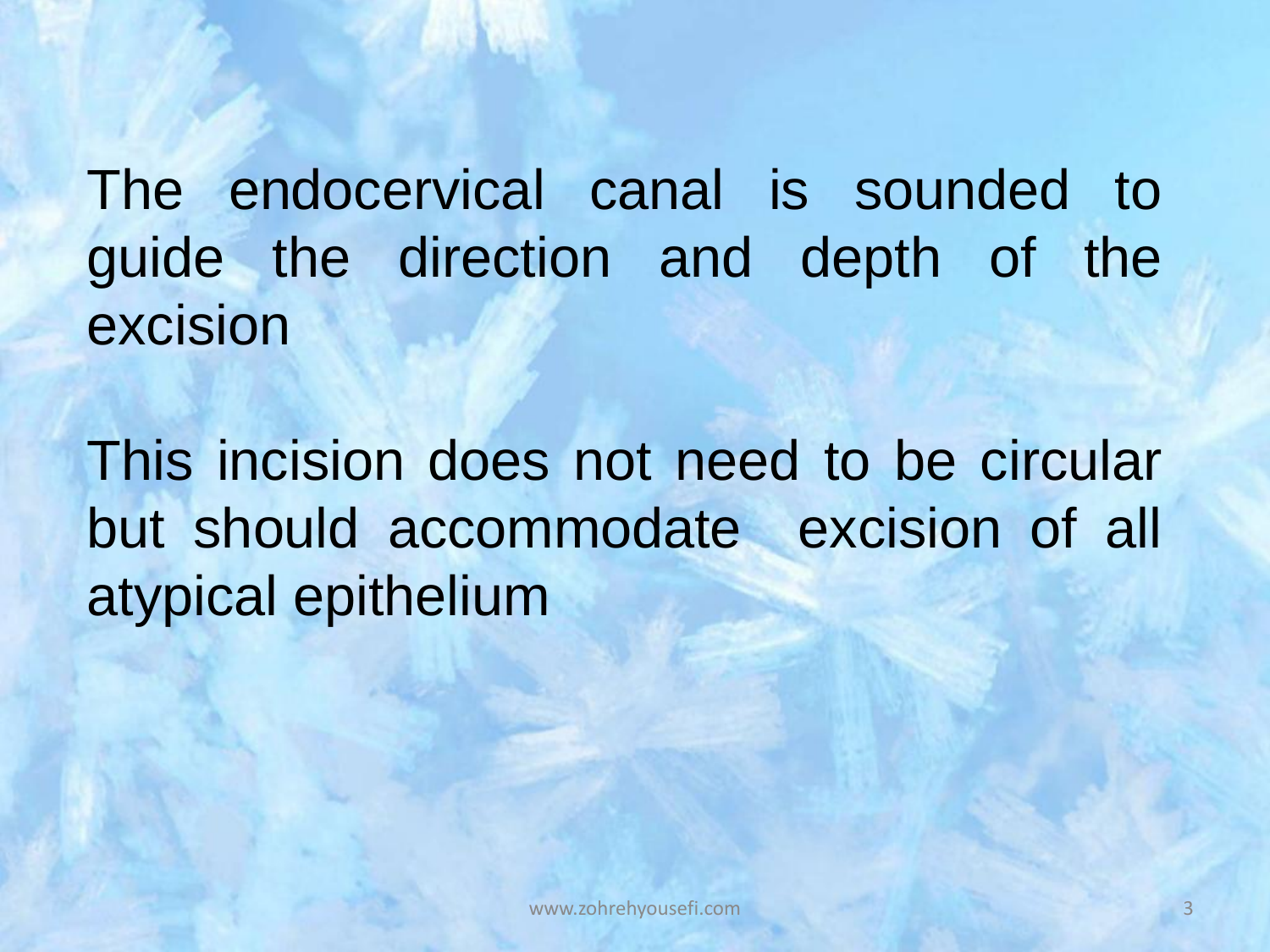The endocervical canal is sounded to guide the direction and depth of the excision

This incision does not need to be circular but should accommodate excision of all atypical epithelium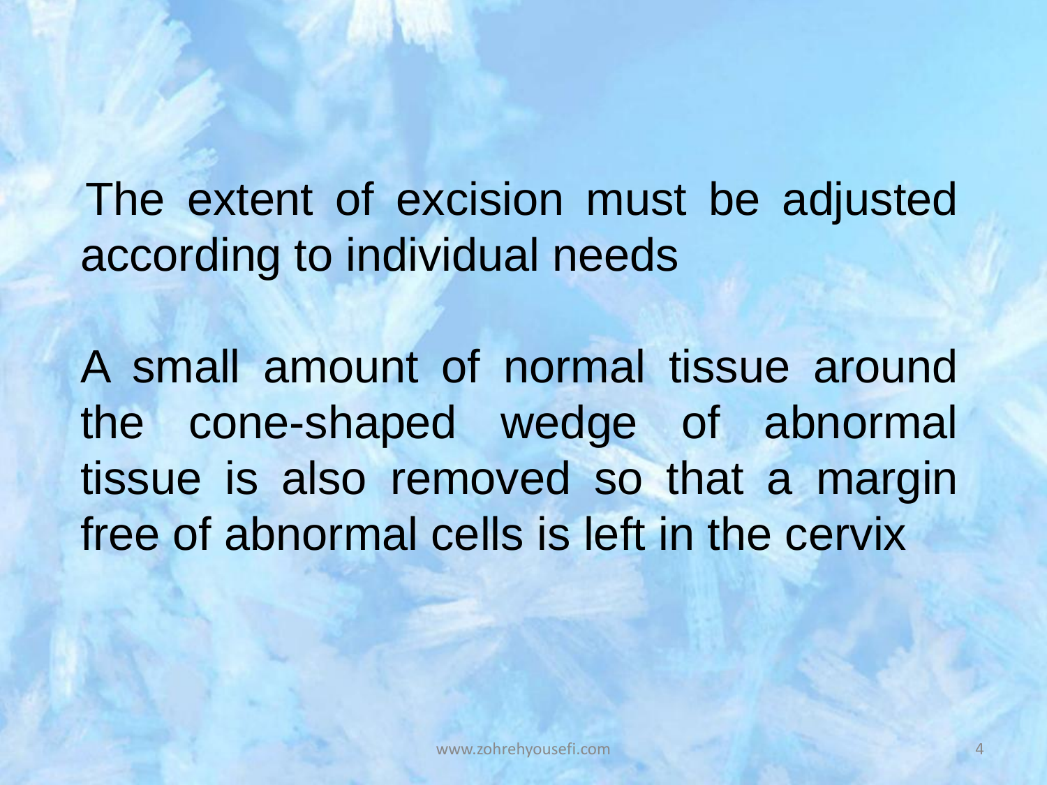The extent of excision must be adjusted according to individual needs

A small amount of normal tissue around the cone-shaped wedge of abnormal tissue is also removed so that a margin free of abnormal cells is left in the cervix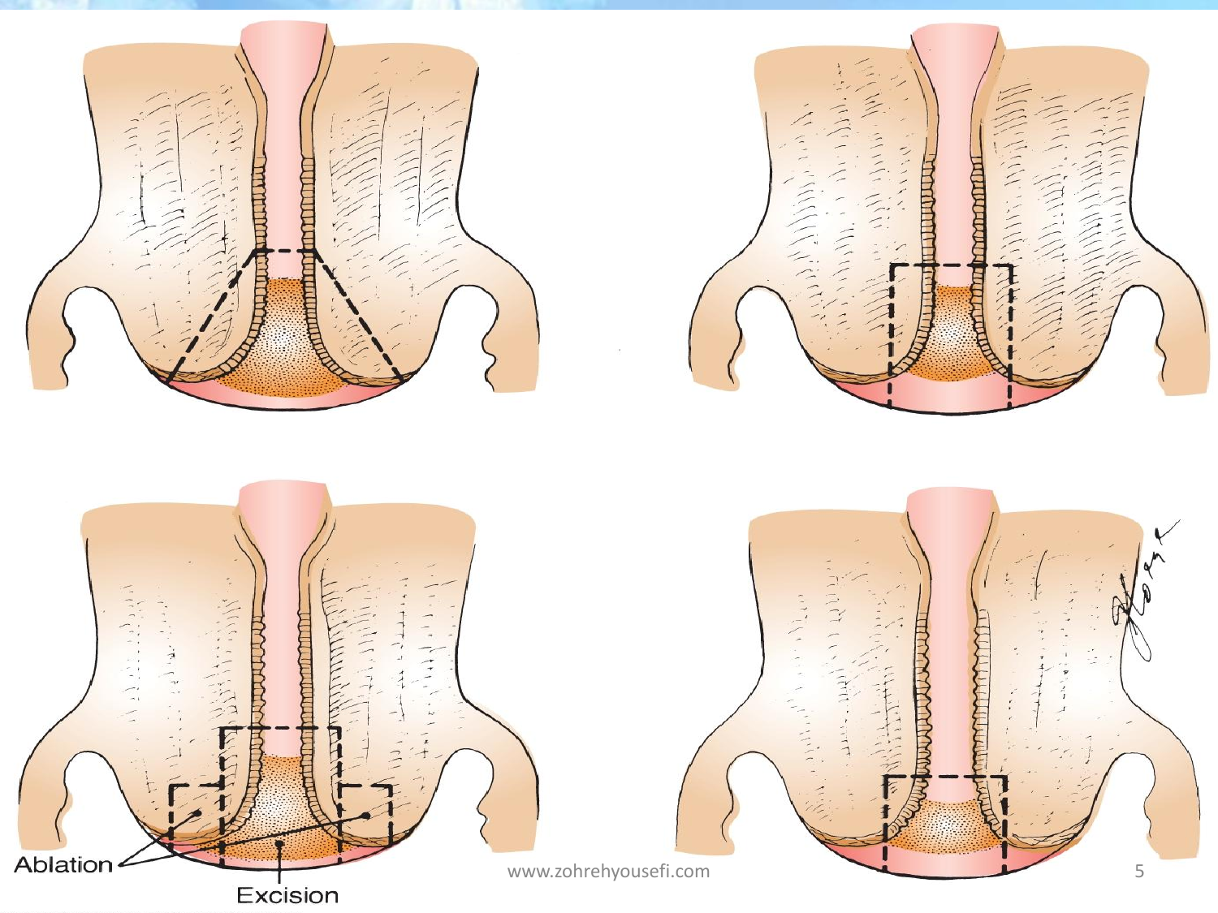Ablation

Excision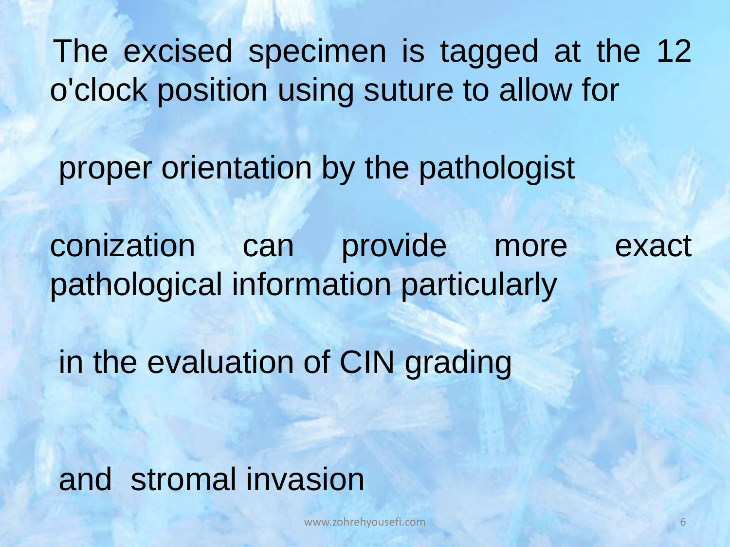The excised specimen is tagged at the 12 o'clock position using suture to allow for

proper orientation by the pathologist

conization can provide more exact pathological information particularly

in the evaluation of CIN grading

and stromal invasion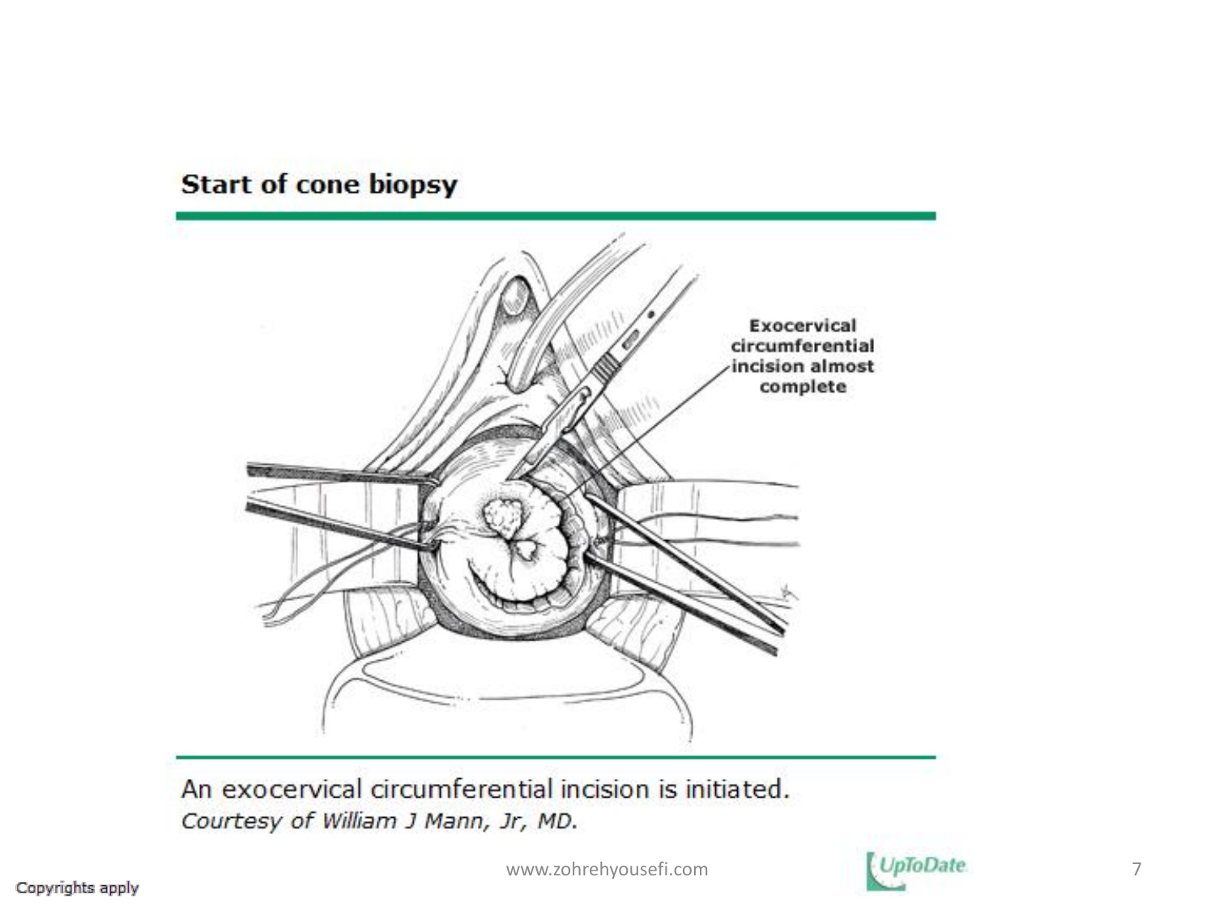## Start of cone biopsy

Exocervical circumferential incision almost complete

An exocervical circumferential incision is initiated.
*Courtesy of William J Mann, Jr, MD.*

Copyrights apply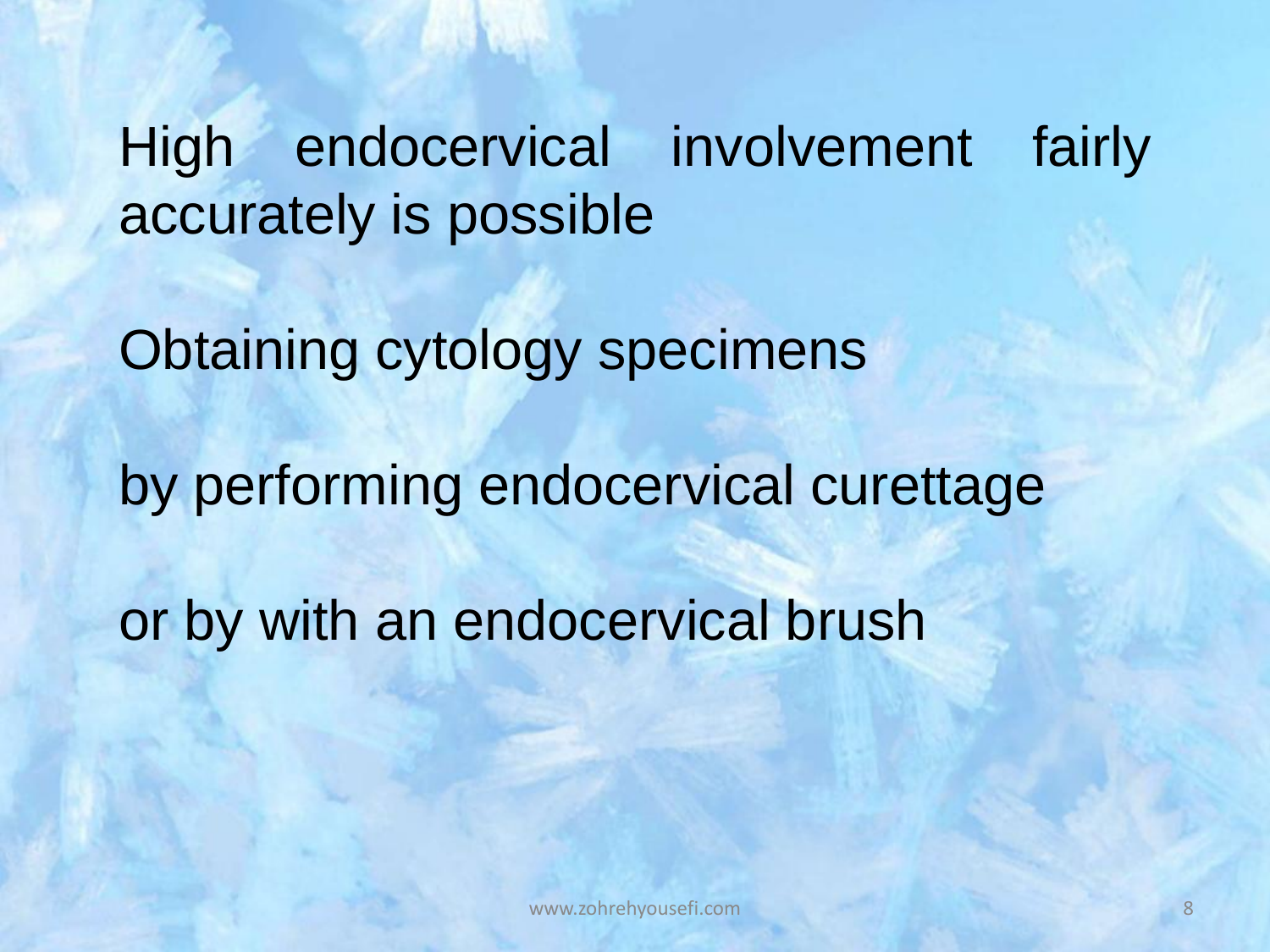High endocervical involvement fairly accurately is possible

Obtaining cytology specimens

by performing endocervical curettage

or by with an endocervical brush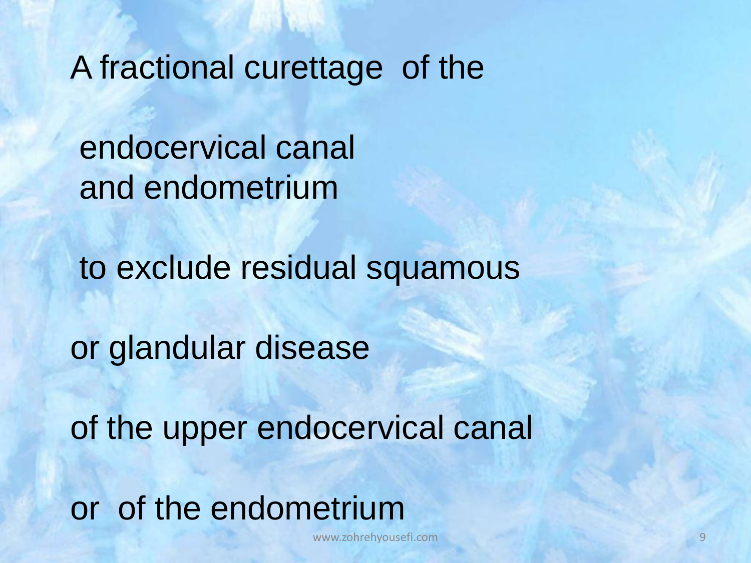A fractional curettage of the

endocervical canal
and endometrium

to exclude residual squamous

or glandular disease

of the upper endocervical canal

or of the endometrium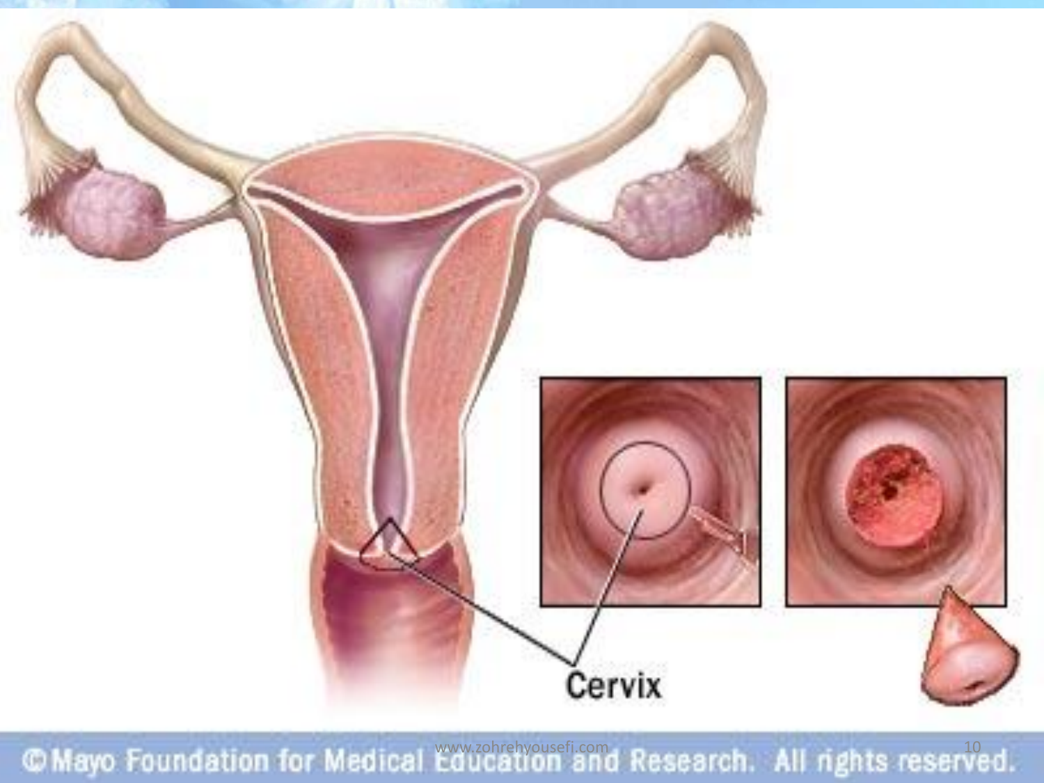Cervix

© Mayo Foundation for Medical Education and Research. All rights reserved.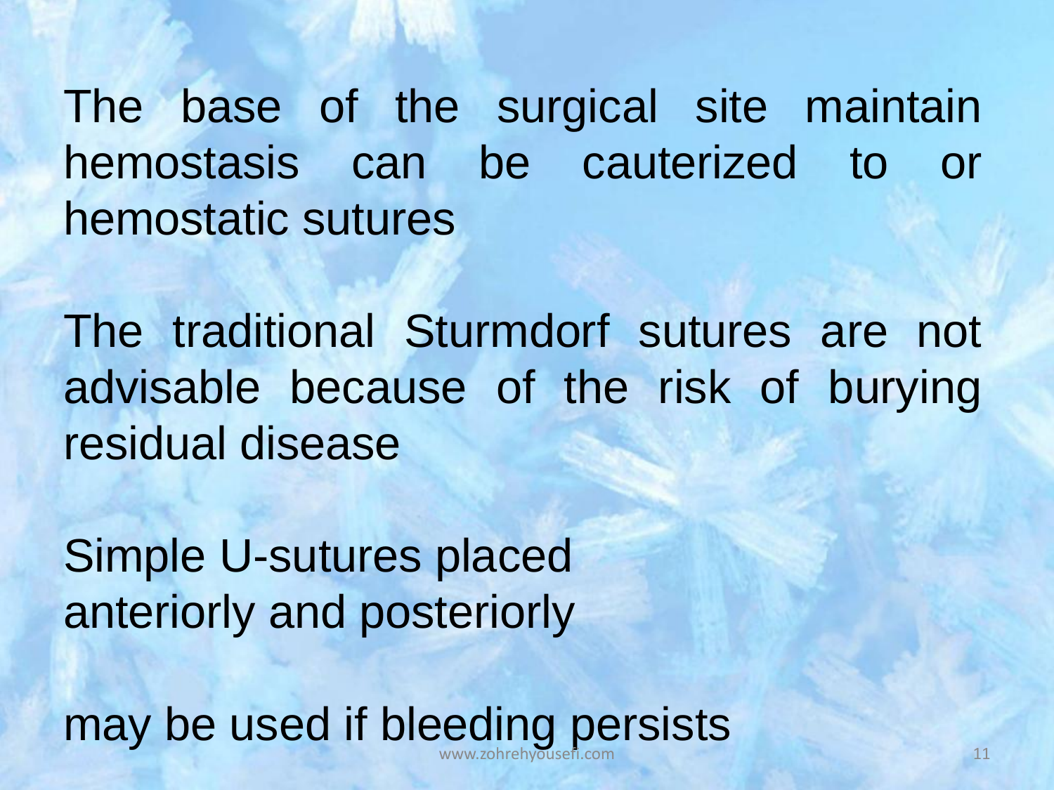The base of the surgical site maintain hemostasis can be cauterized to or hemostatic sutures

The traditional Sturmdorf sutures are not advisable because of the risk of burying residual disease

Simple U-sutures placed anteriorly and posteriorly

may be used if bleeding persists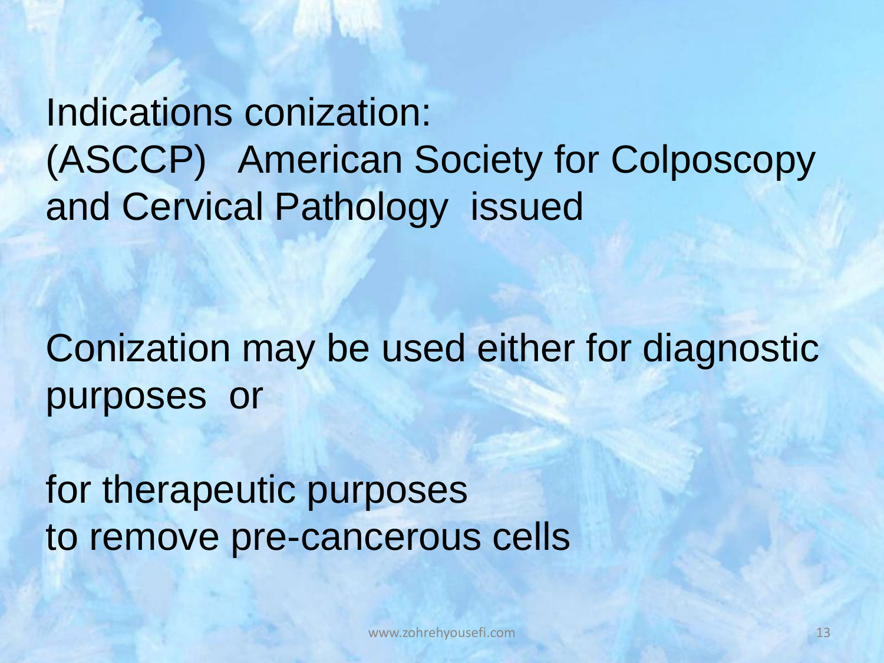Indications conization:
(ASCCP) American Society for Colposcopy and Cervical Pathology issued

Conization may be used either for diagnostic purposes or

for therapeutic purposes
to remove pre-cancerous cells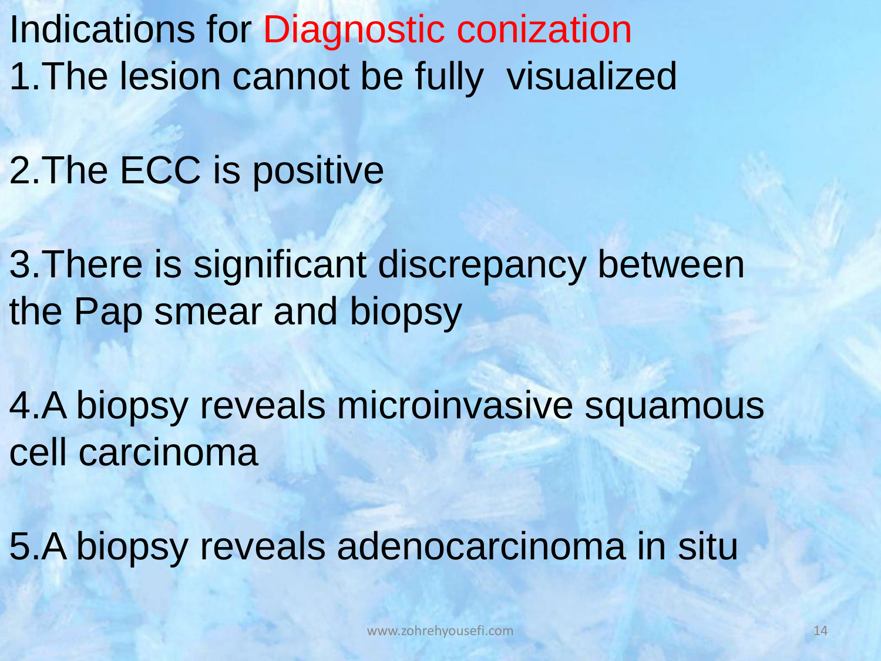# Indications for Diagnostic conization

1. The lesion cannot be fully visualized
2. The ECC is positive
3. There is significant discrepancy between the Pap smear and biopsy
4. A biopsy reveals microinvasive squamous cell carcinoma
5. A biopsy reveals adenocarcinoma in situ

www.zohrehyousefi.com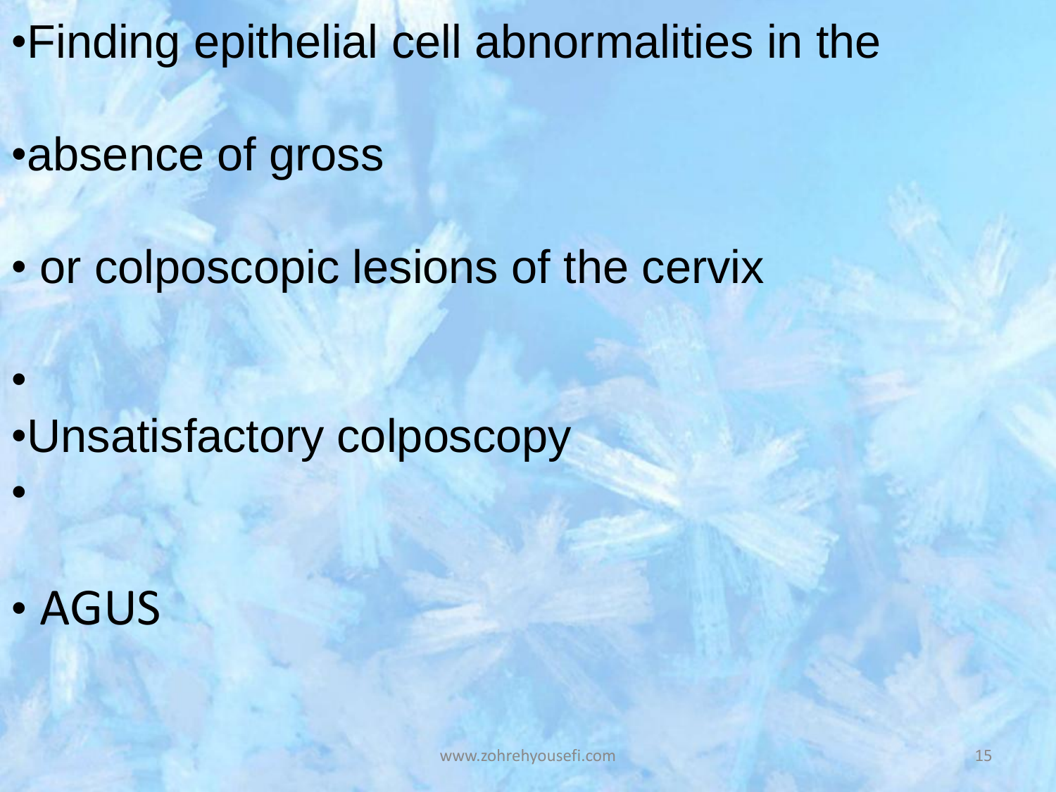- Finding epithelial cell abnormalities in the
- absence of gross
- or colposcopic lesions of the cervix
- 
- Unsatisfactory colposcopy
- 
- AGUS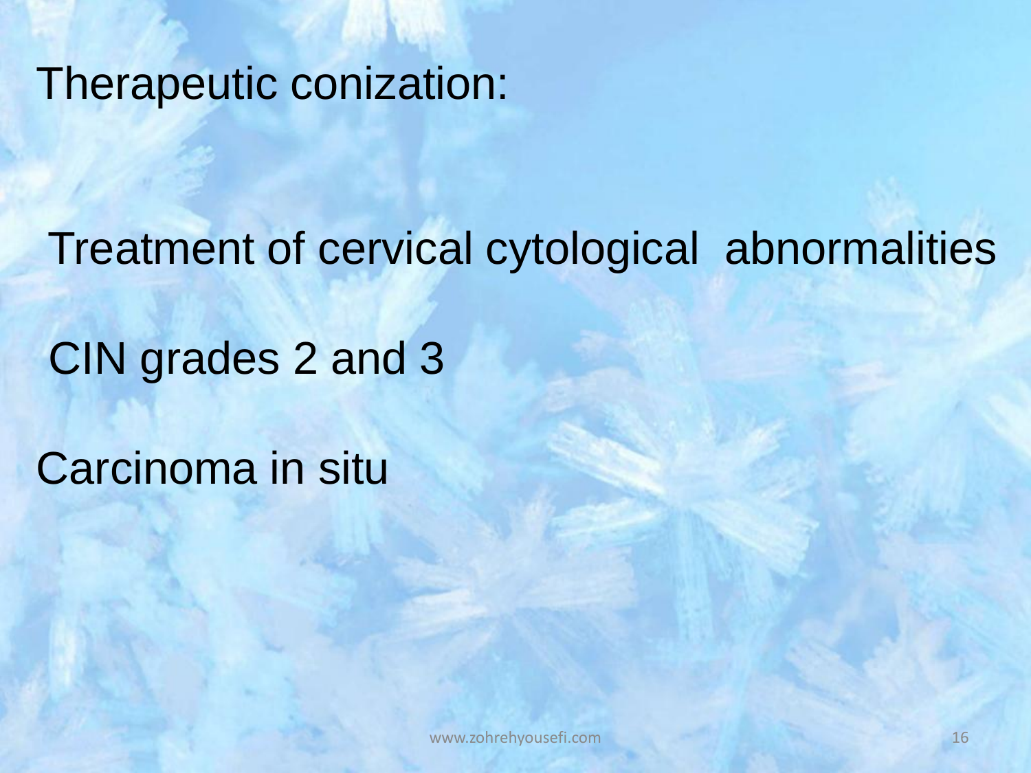# Therapeutic conization:

Treatment of cervical cytological abnormalities

CIN grades 2 and 3

Carcinoma in situ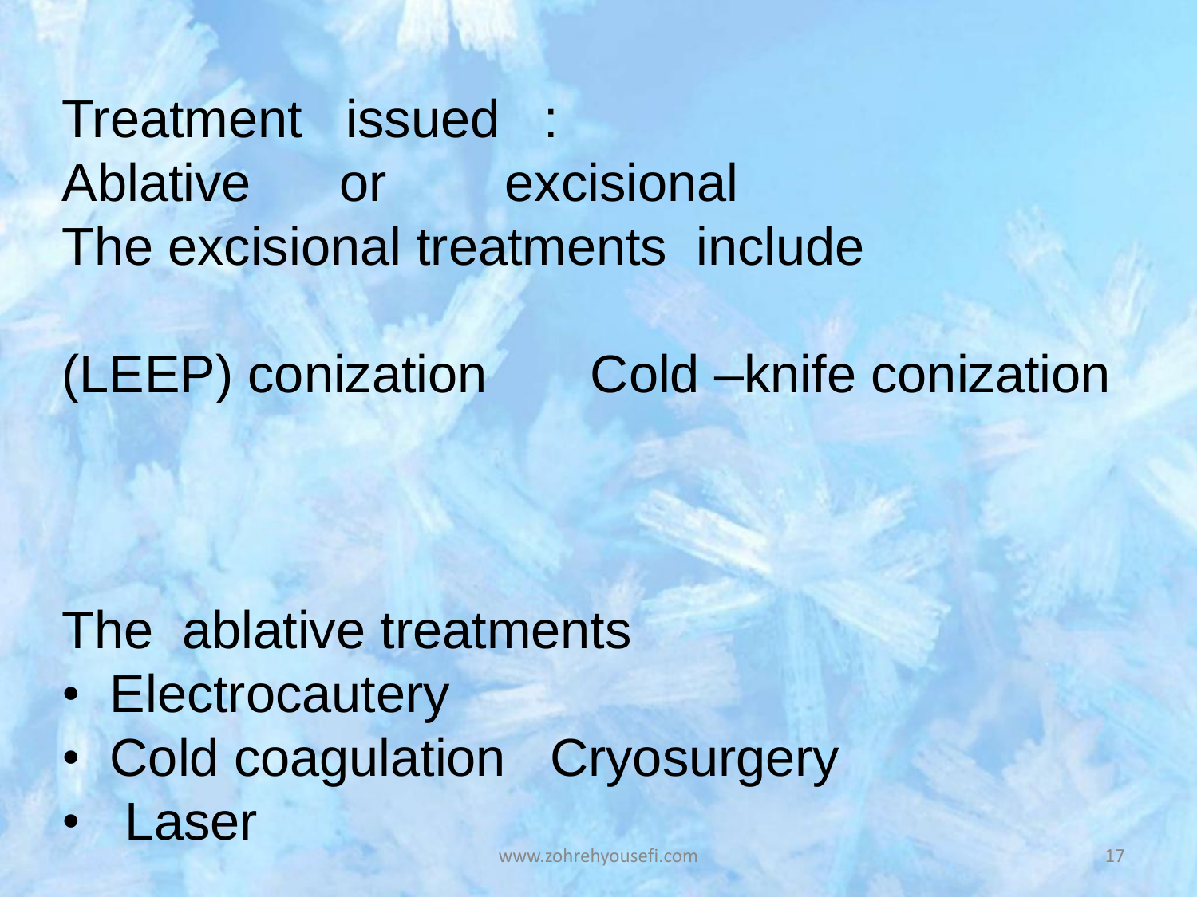Treatment issued :

Ablative or excisional

The excisional treatments include

(LEEP) conization Cold –knife conization

The ablative treatments

- Electrocautery
- Cold coagulation Cryosurgery
- Laser

www.zohrehyousefi.com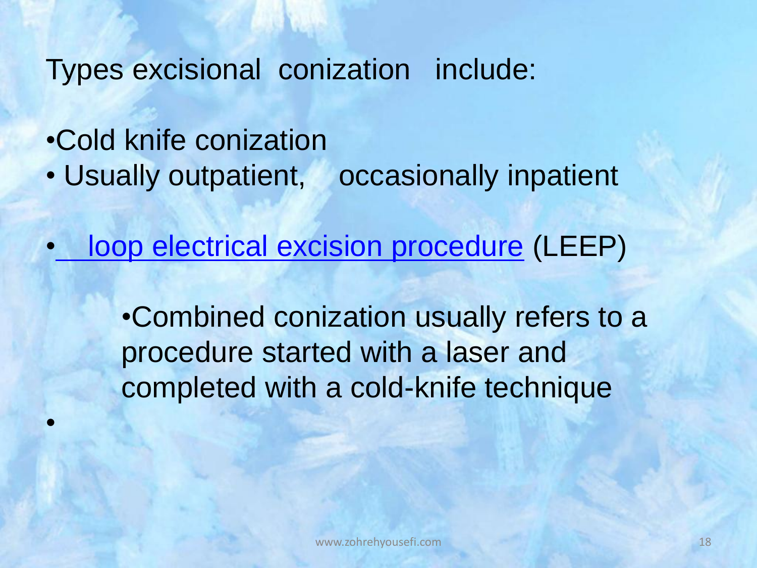Types excisional conization include:

- Cold knife conization
- Usually outpatient, occasionally inpatient

- loop electrical excision procedure (LEEP)

  - Combined conization usually refers to a procedure started with a laser and completed with a cold-knife technique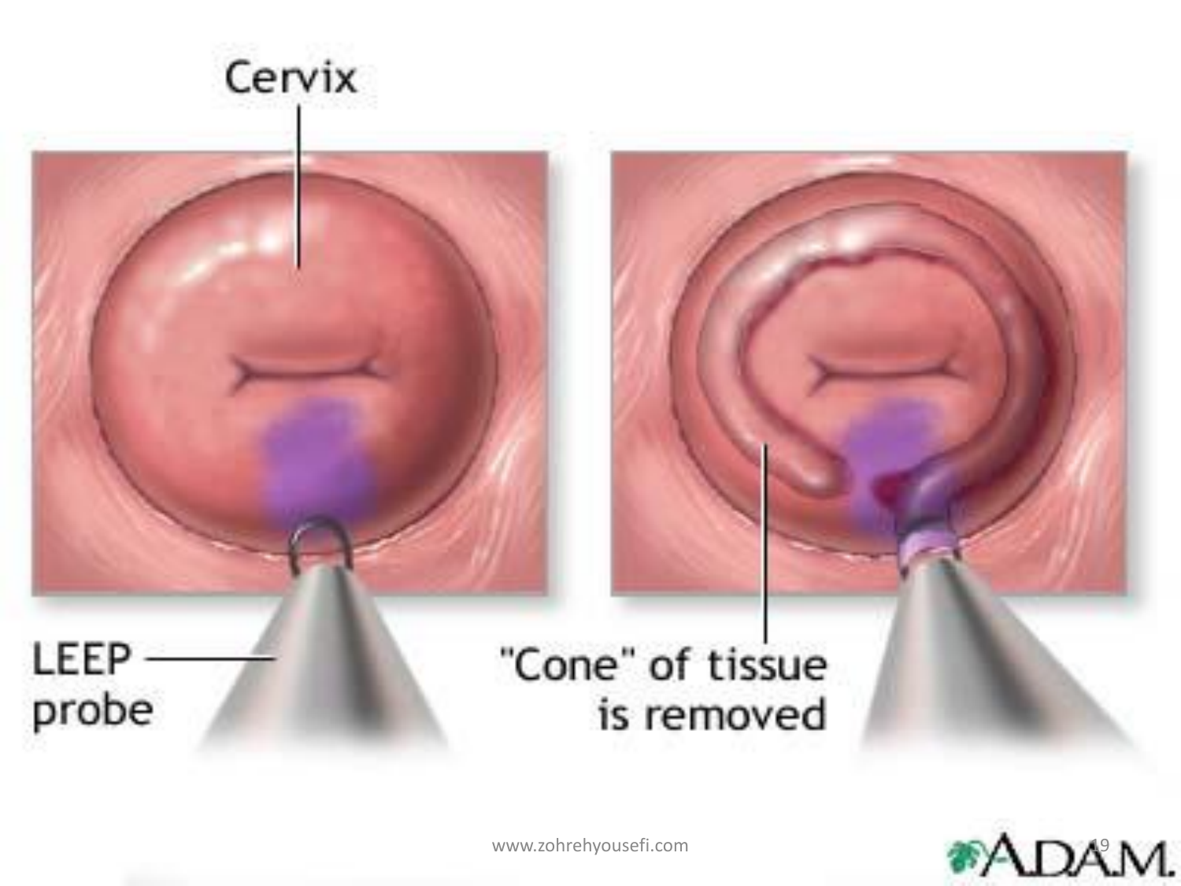Cervix

LEEP probe

"Cone" of tissue is removed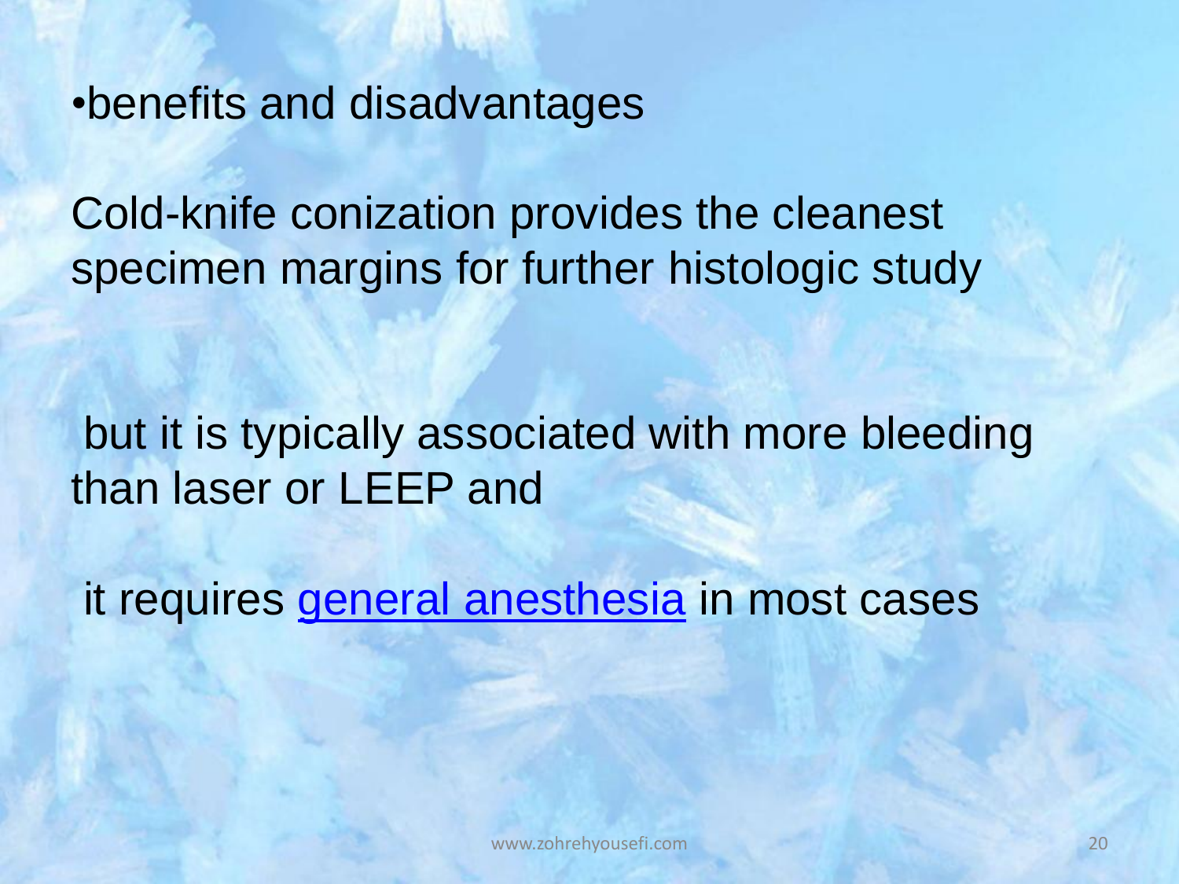- benefits and disadvantages

Cold-knife conization provides the cleanest specimen margins for further histologic study

but it is typically associated with more bleeding than laser or LEEP and

it requires general anesthesia in most cases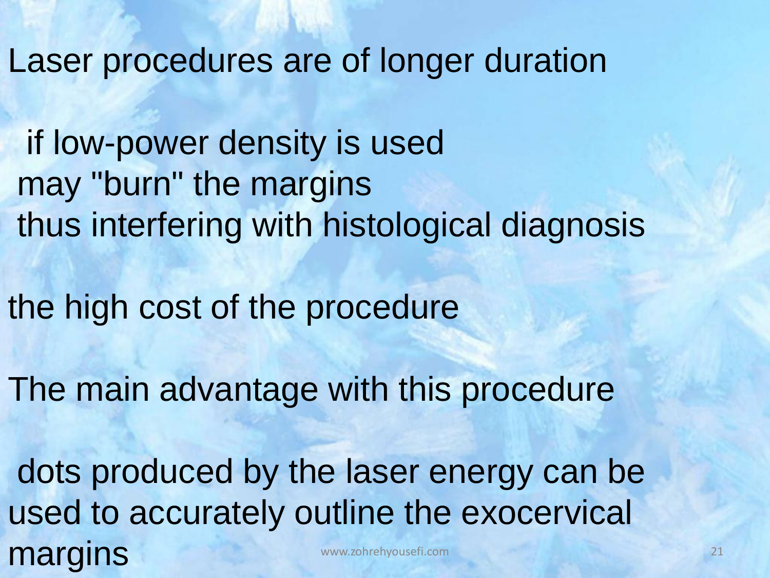Laser procedures are of longer duration

if low-power density is used
may "burn" the margins
thus interfering with histological diagnosis

the high cost of the procedure

The main advantage with this procedure

dots produced by the laser energy can be used to accurately outline the exocervical margins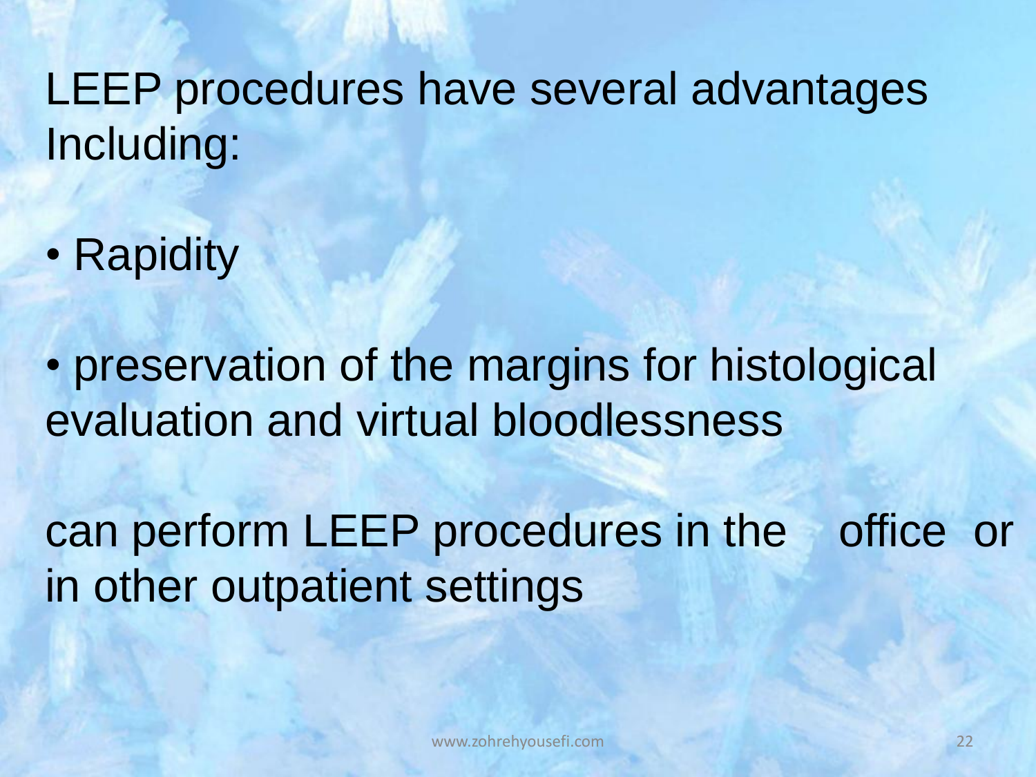LEEP procedures have several advantages Including:

- Rapidity

- preservation of the margins for histological evaluation and virtual bloodlessness

can perform LEEP procedures in the office or in other outpatient settings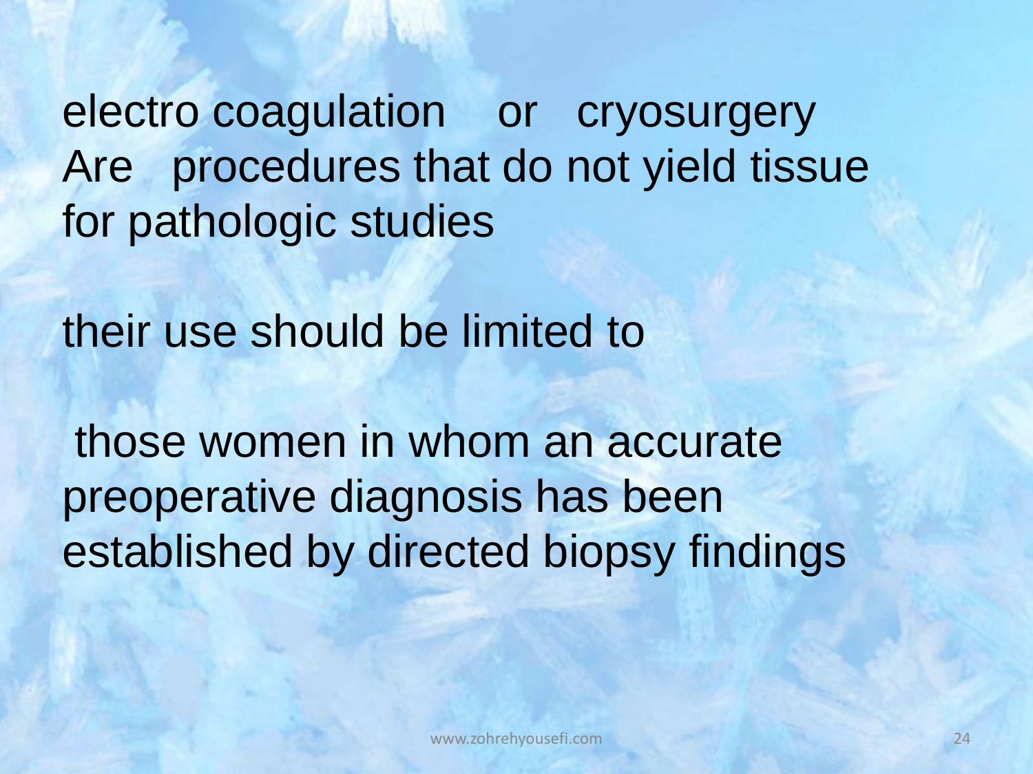electro coagulation or cryosurgery Are procedures that do not yield tissue for pathologic studies

their use should be limited to

those women in whom an accurate preoperative diagnosis has been established by directed biopsy findings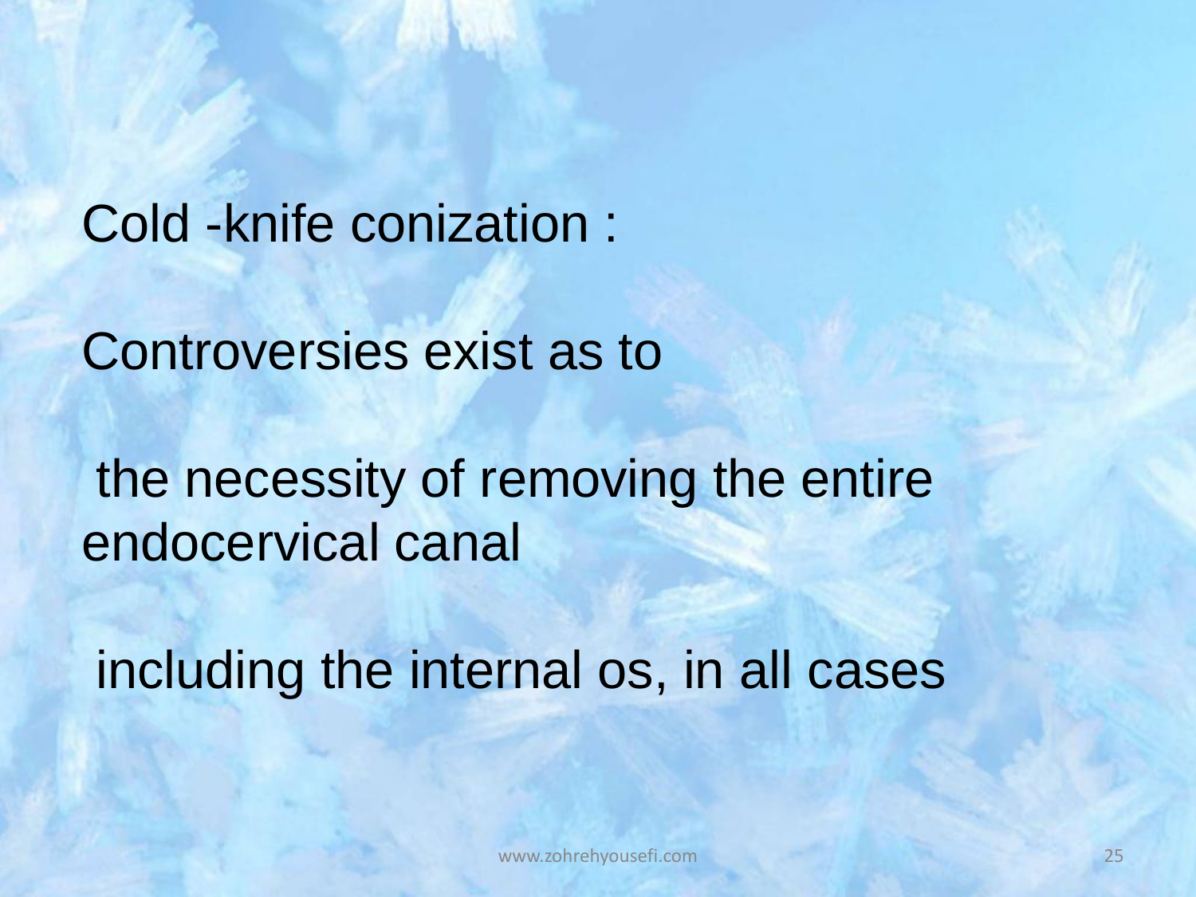Cold -knife conization :

Controversies exist as to

the necessity of removing the entire endocervical canal

including the internal os, in all cases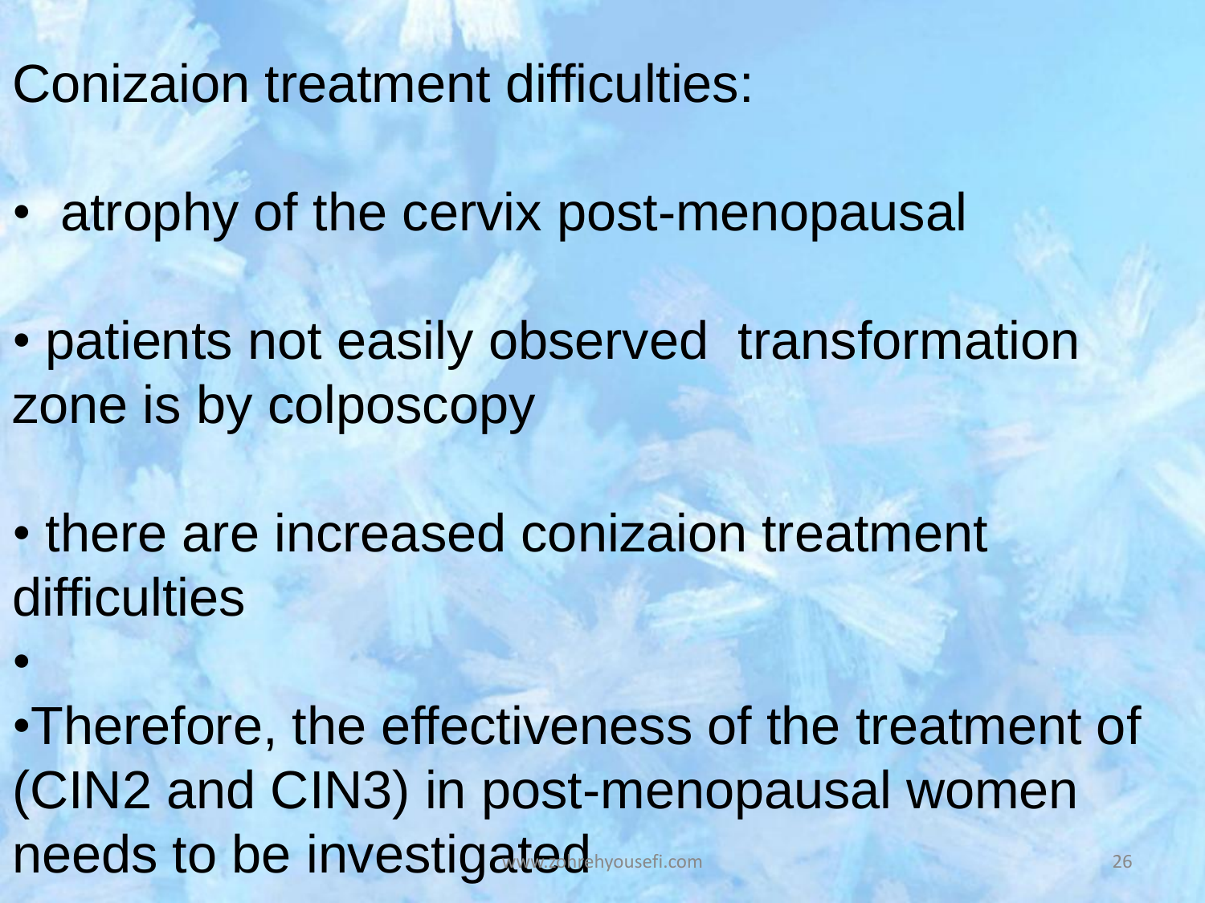Conizaion treatment difficulties:

- atrophy of the cervix post-menopausal
- patients not easily observed transformation zone is by colposcopy
- there are increased conizaion treatment difficulties
- 
- Therefore, the effectiveness of the treatment of (CIN2 and CIN3) in post-menopausal women needs to be investigated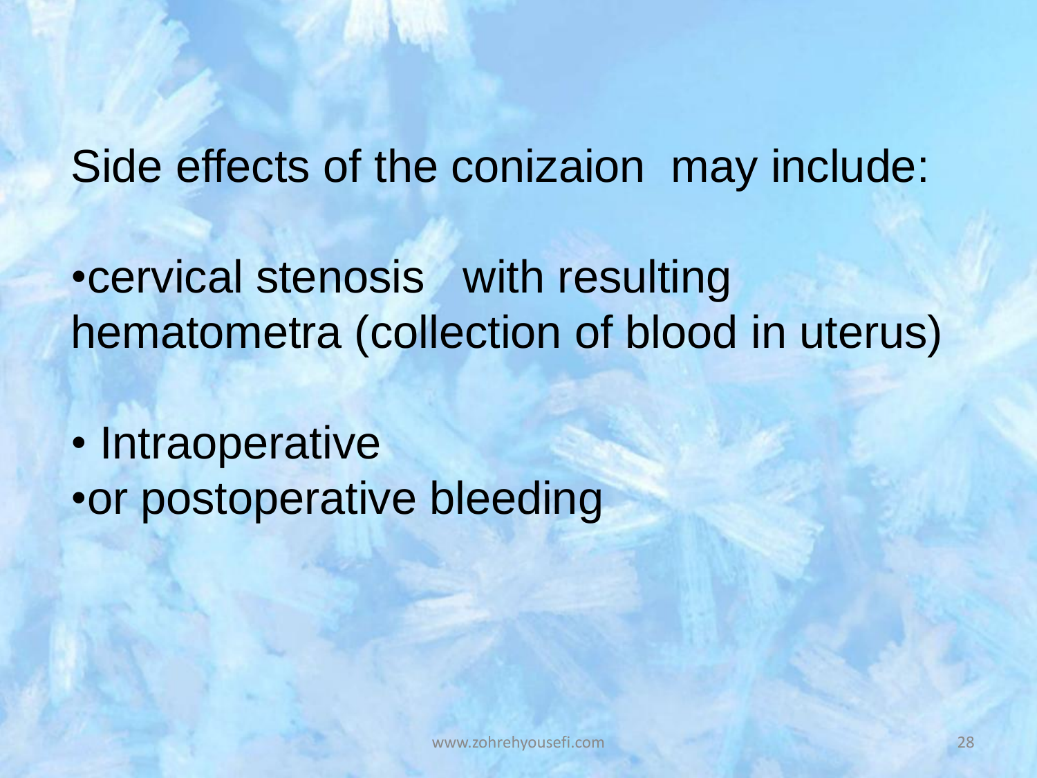Side effects of the conizaion may include:

- cervical stenosis with resulting hematometra (collection of blood in uterus)
- Intraoperative
- or postoperative bleeding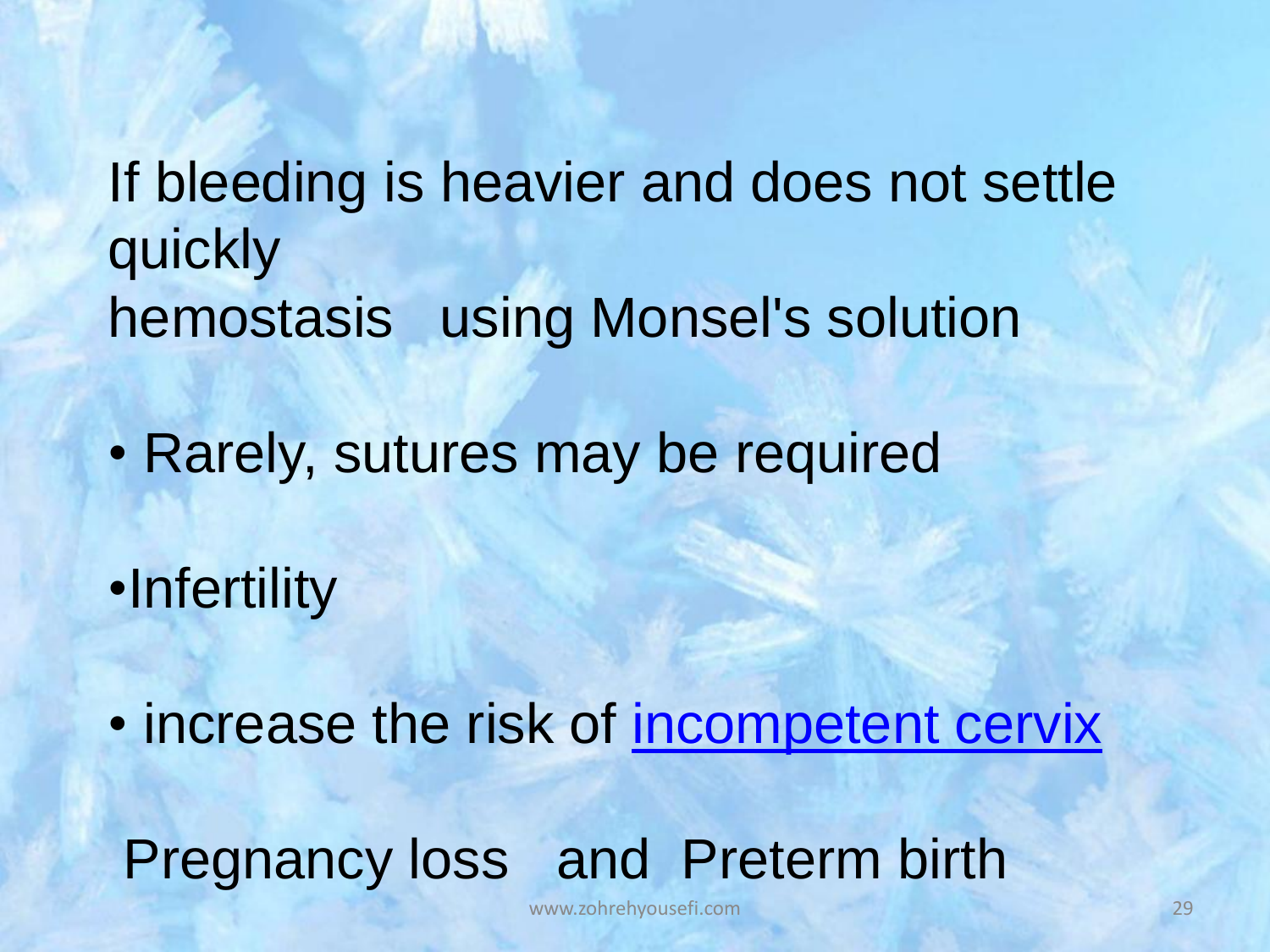If bleeding is heavier and does not settle quickly
hemostasis using Monsel's solution

- Rarely, sutures may be required

- Infertility

- increase the risk of incompetent cervix

Pregnancy loss and Preterm birth

www.zohrehyousefi.com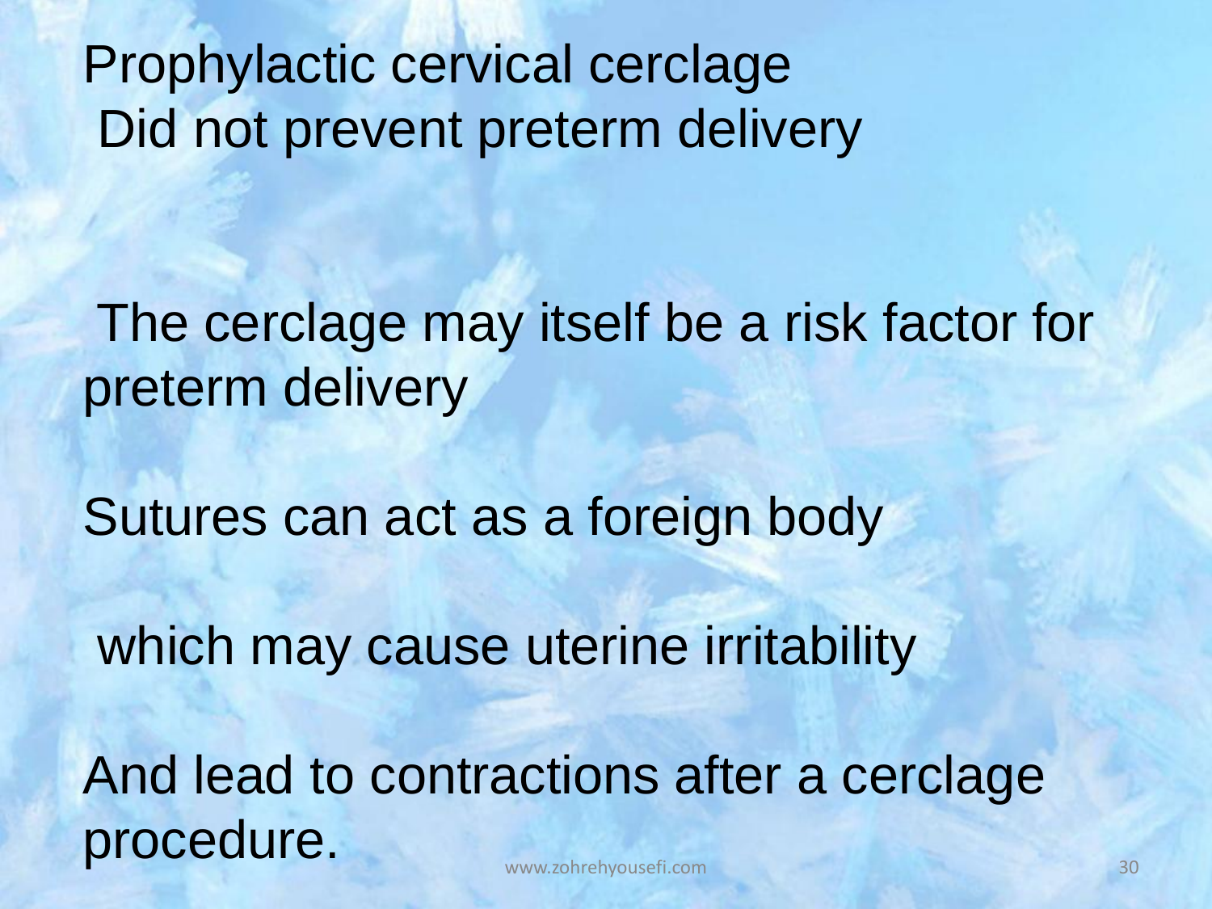Prophylactic cervical cerclage
Did not prevent preterm delivery

The cerclage may itself be a risk factor for preterm delivery

Sutures can act as a foreign body

which may cause uterine irritability

And lead to contractions after a cerclage procedure.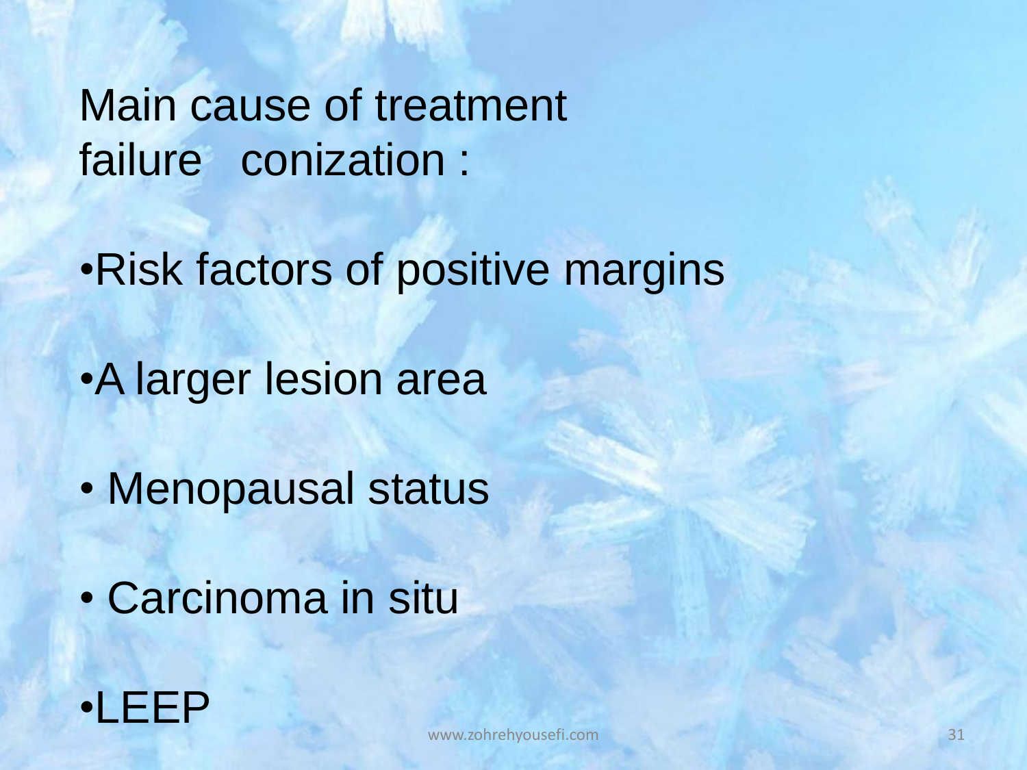# Main cause of treatment failure conization :

- Risk factors of positive margins
- A larger lesion area
- Menopausal status
- Carcinoma in situ
- LEEP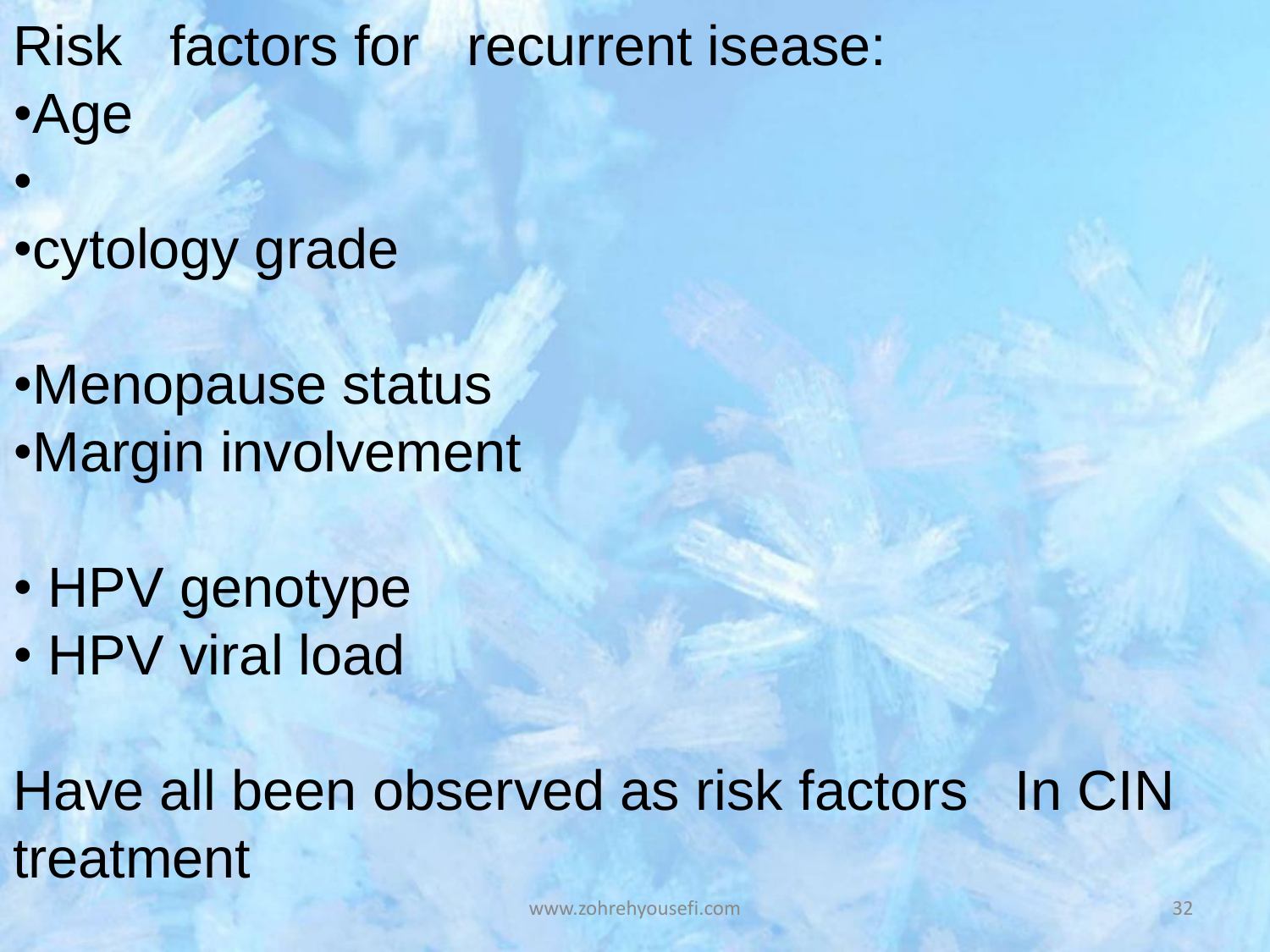Risk factors for recurrent isease:

- Age
- 
- cytology grade

- Menopause status
- Margin involvement

- HPV genotype
- HPV viral load

Have all been observed as risk factors In CIN treatment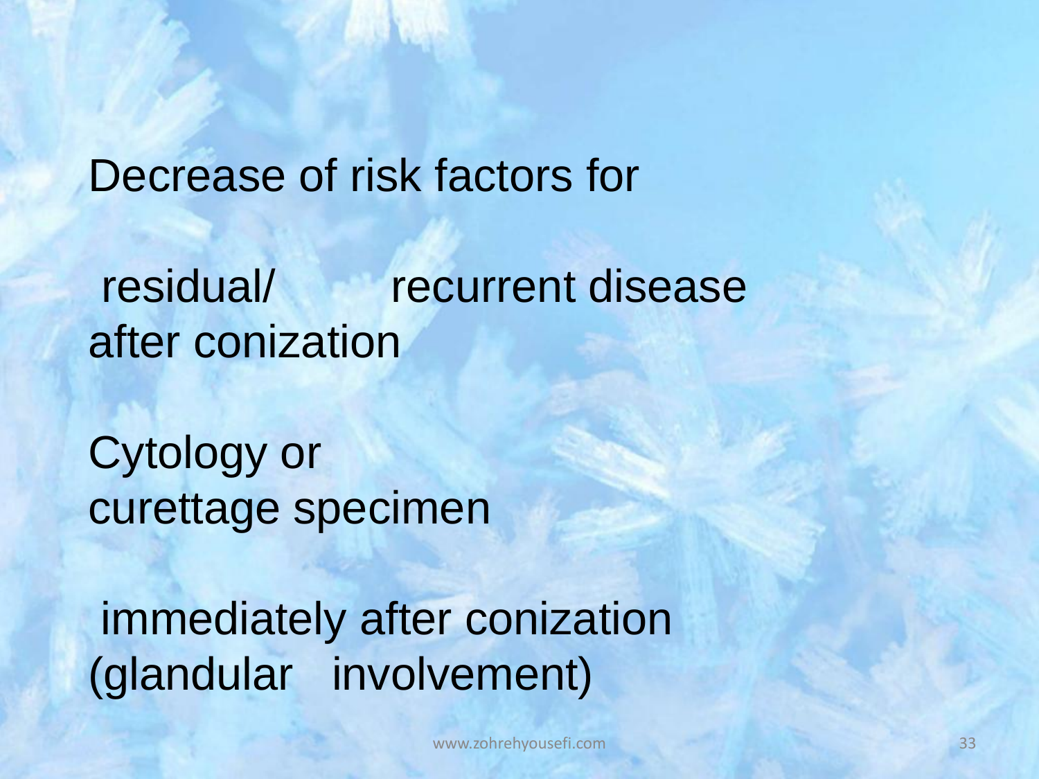Decrease of risk factors for

residual/ recurrent disease after conization

Cytology or curettage specimen

immediately after conization (glandular involvement)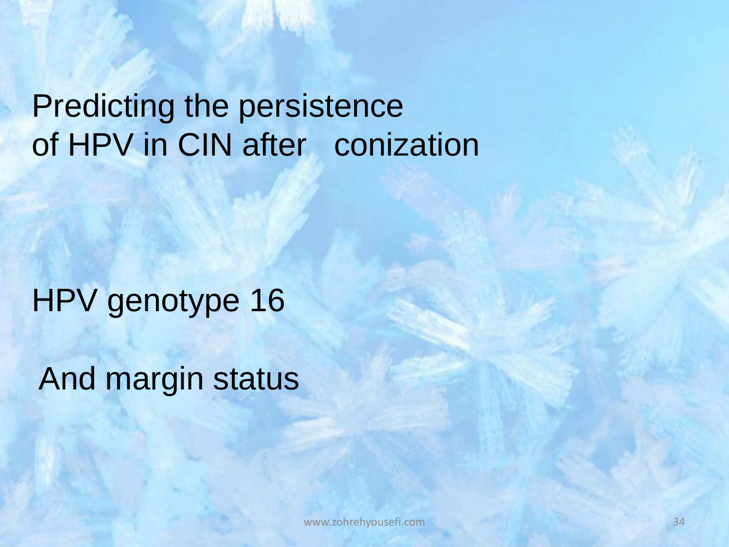# Predicting the persistence of HPV in CIN after conization

HPV genotype 16

And margin status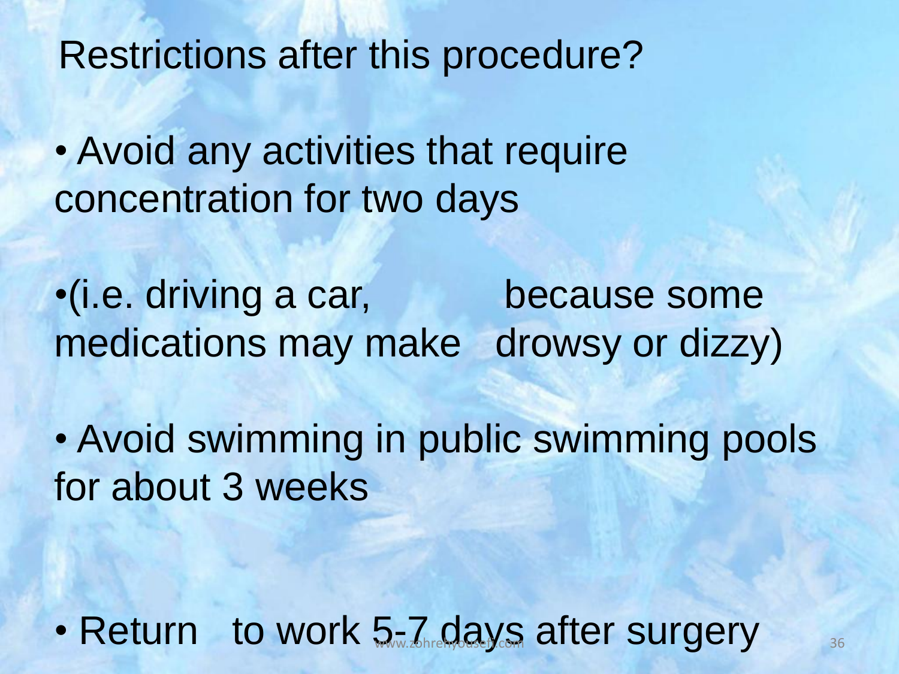Restrictions after this procedure?

- Avoid any activities that require concentration for two days
- (i.e. driving a car, because some medications may make drowsy or dizzy)
- Avoid swimming in public swimming pools for about 3 weeks
- Return to work 5-7 days after surgery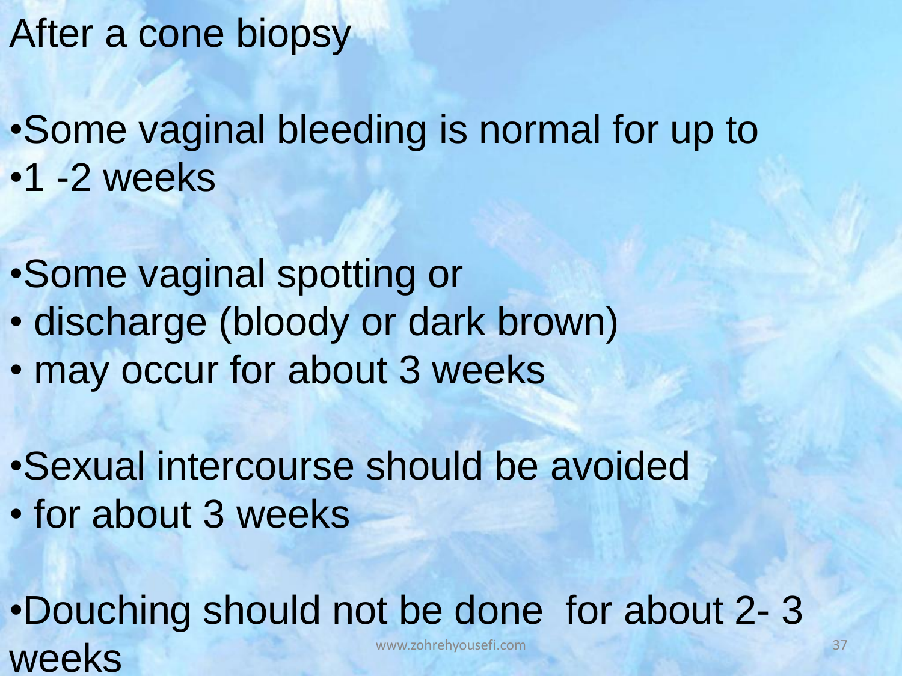# After a cone biopsy

- Some vaginal bleeding is normal for up to
- 1 -2 weeks

- Some vaginal spotting or
- discharge (bloody or dark brown)
- may occur for about 3 weeks

- Sexual intercourse should be avoided
- for about 3 weeks

- Douching should not be done for about 2- 3 weeks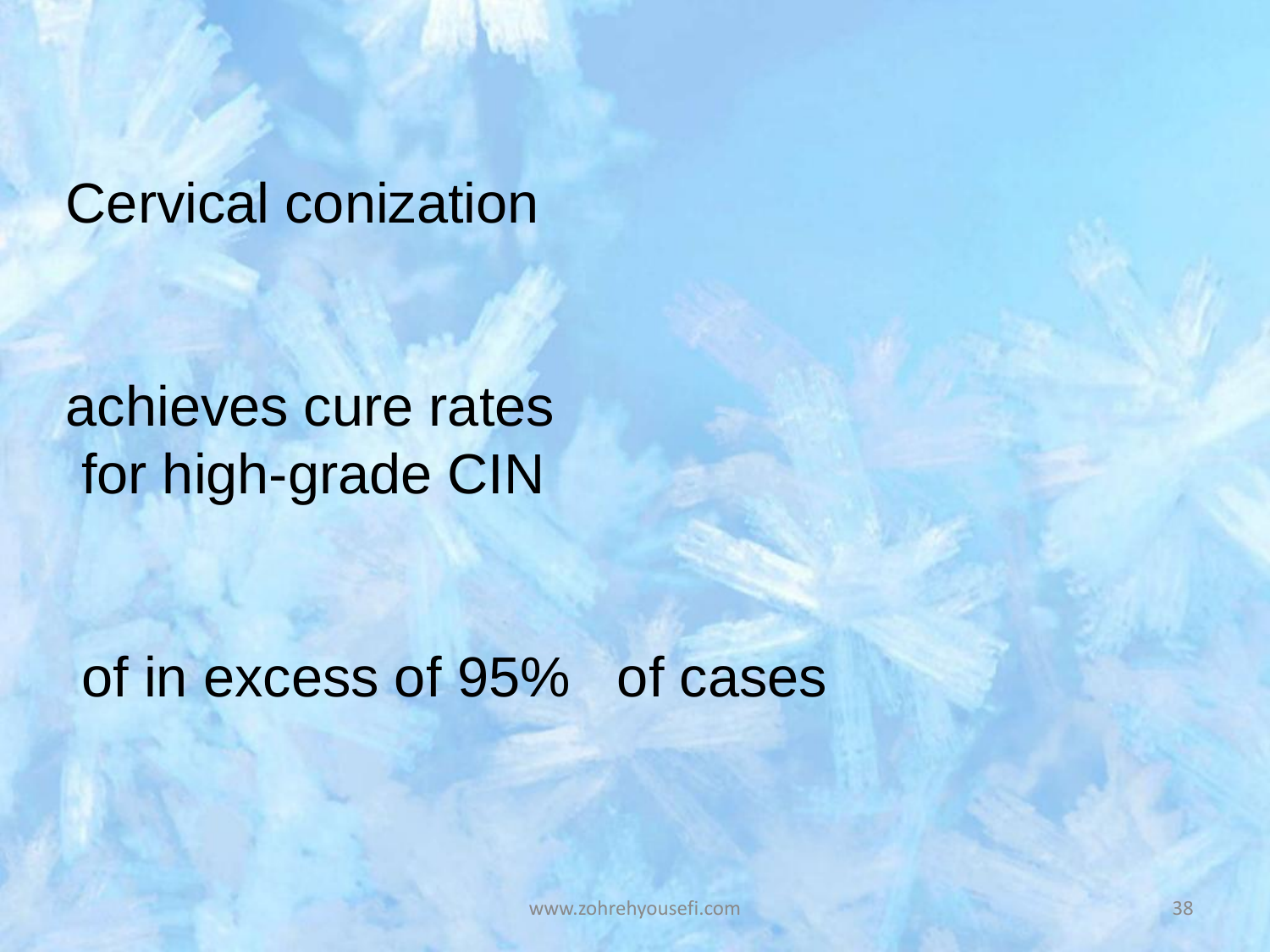Cervical conization

achieves cure rates
for high-grade CIN

of in excess of 95% of cases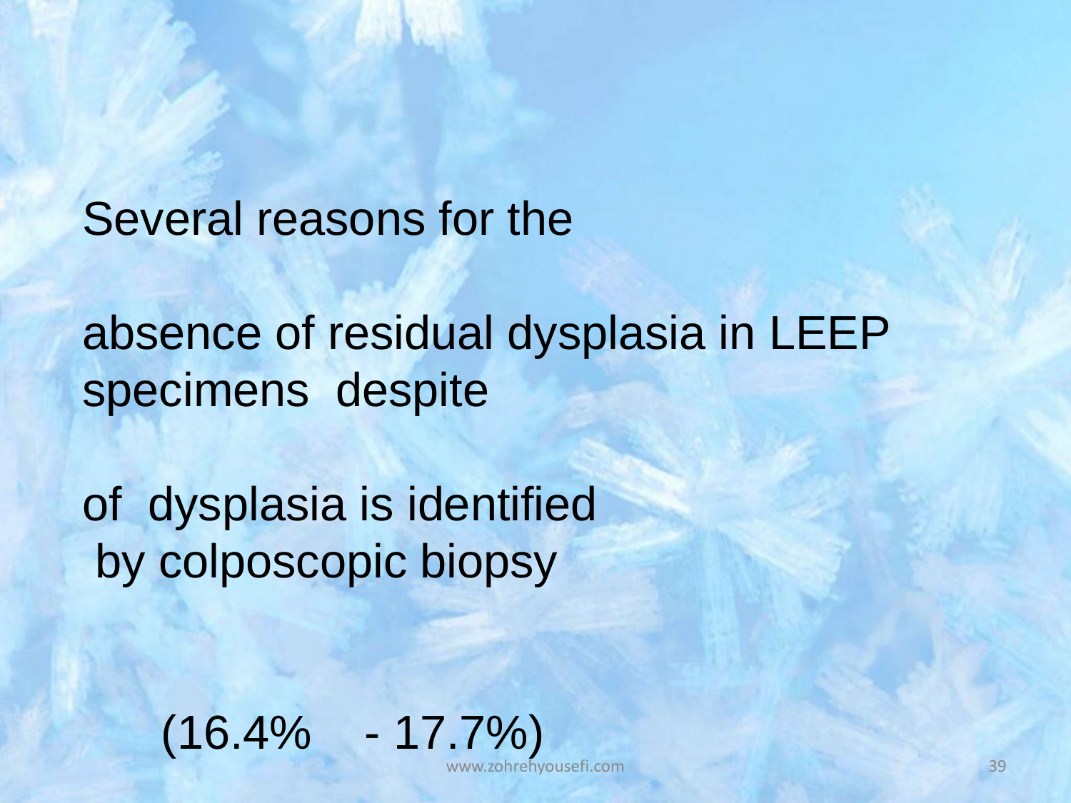Several reasons for the

absence of residual dysplasia in LEEP specimens despite

of dysplasia is identified by colposcopic biopsy

(16.4% - 17.7%)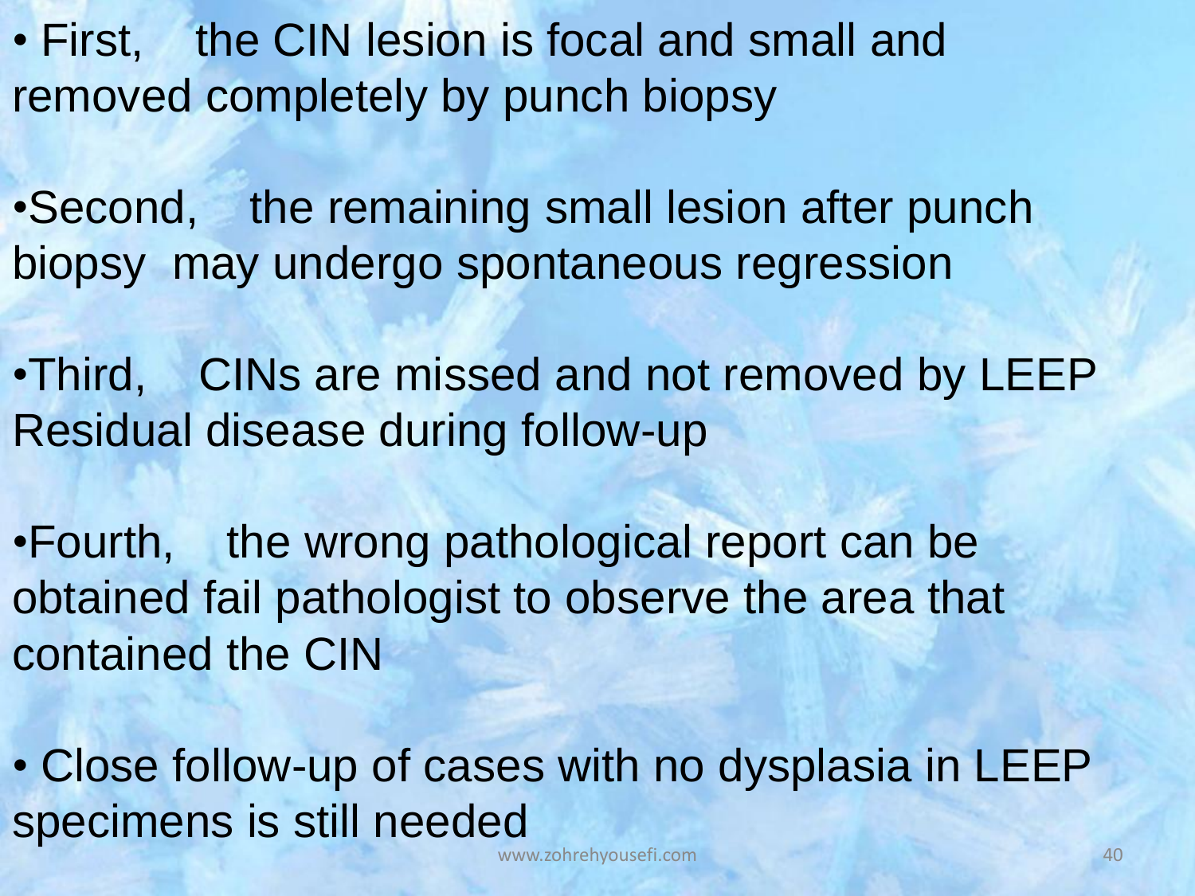- First, the CIN lesion is focal and small and removed completely by punch biopsy

- Second, the remaining small lesion after punch biopsy may undergo spontaneous regression

- Third, CINs are missed and not removed by LEEP Residual disease during follow-up

- Fourth, the wrong pathological report can be obtained fail pathologist to observe the area that contained the CIN

- Close follow-up of cases with no dysplasia in LEEP specimens is still needed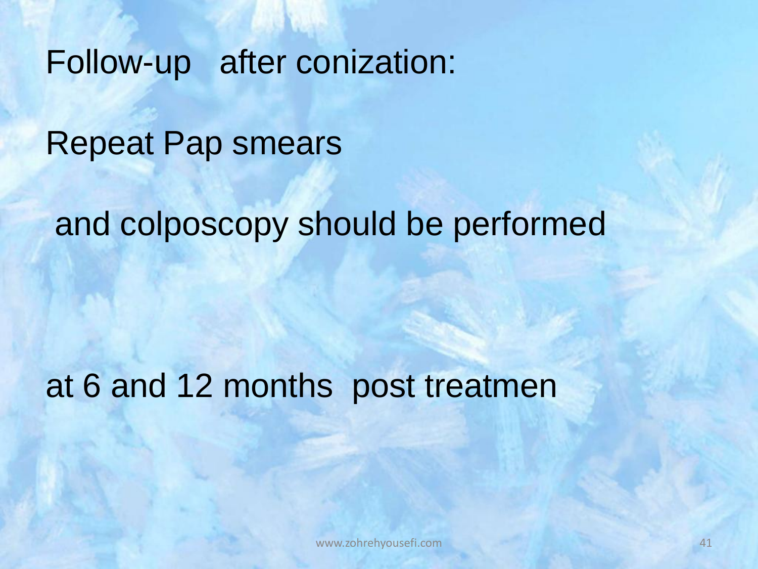Follow-up after conization:

Repeat Pap smears

and colposcopy should be performed

at 6 and 12 months post treatmen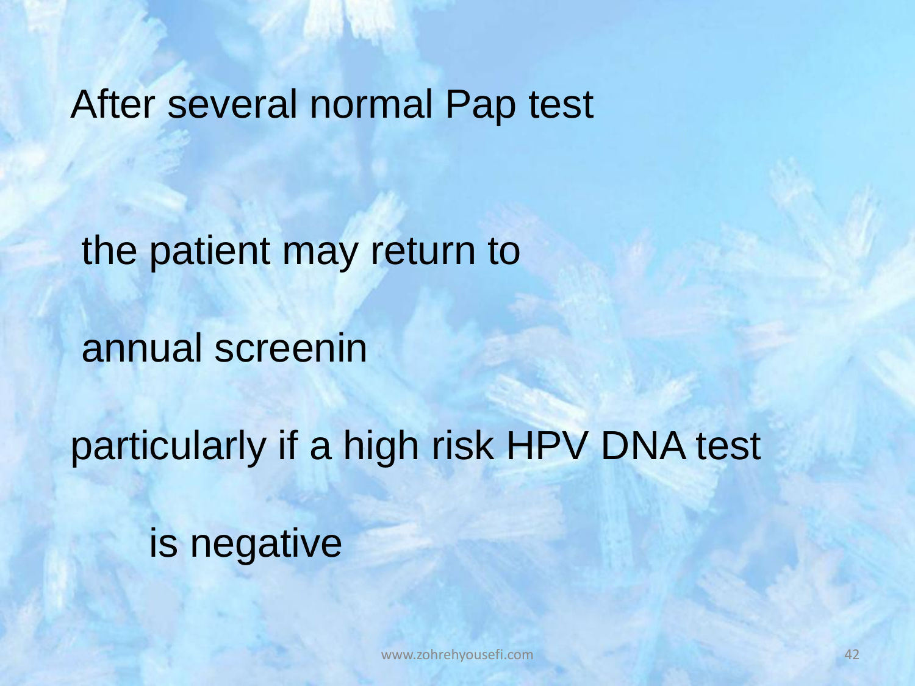After several normal Pap test

the patient may return to

annual screenin

particularly if a high risk HPV DNA test

is negative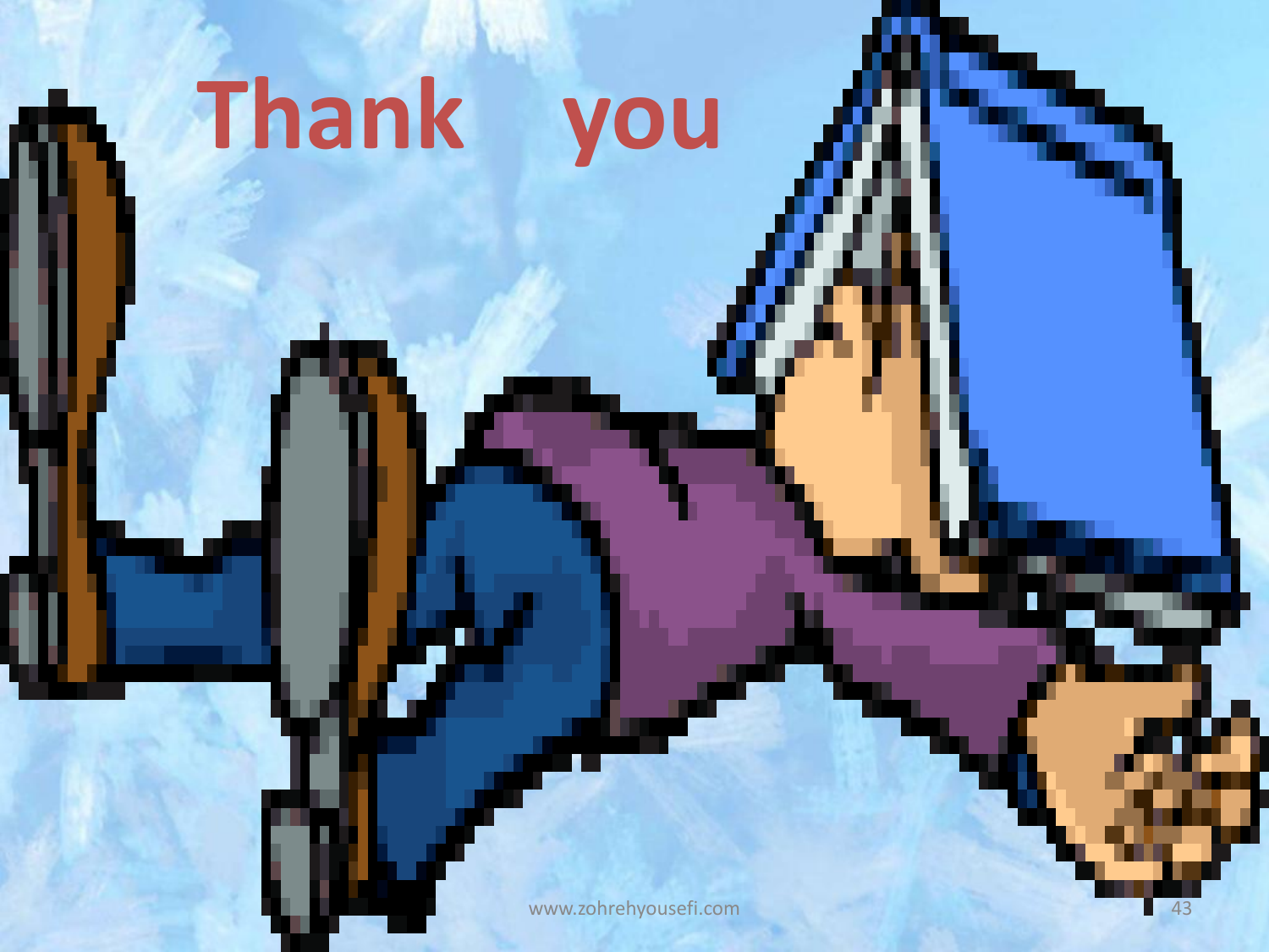# Thank you